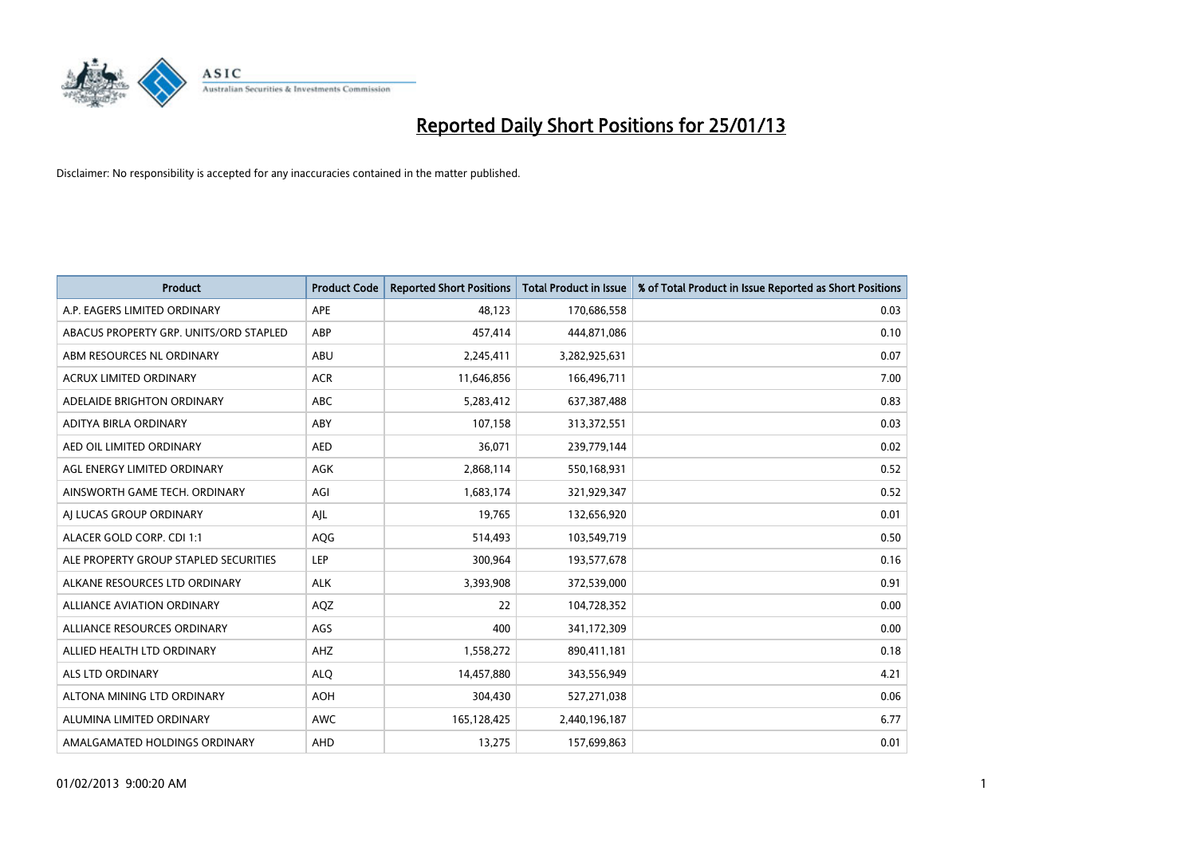# Reported Daily Short Positions for 25/01/13

Disclaimer: No responsibility is accepted for any inaccuracies contained in the matter published.

| Product | Product Code | Reported Short Positions | Total Product in Issue | % of Total Product in Issue Reported as Short Positions |
|---|---|---|---|---|
| A.P. EAGERS LIMITED ORDINARY | APE | 48,123 | 170,686,558 | 0.03 |
| ABACUS PROPERTY GRP. UNITS/ORD STAPLED | ABP | 457,414 | 444,871,086 | 0.10 |
| ABM RESOURCES NL ORDINARY | ABU | 2,245,411 | 3,282,925,631 | 0.07 |
| ACRUX LIMITED ORDINARY | ACR | 11,646,856 | 166,496,711 | 7.00 |
| ADELAIDE BRIGHTON ORDINARY | ABC | 5,283,412 | 637,387,488 | 0.83 |
| ADITYA BIRLA ORDINARY | ABY | 107,158 | 313,372,551 | 0.03 |
| AED OIL LIMITED ORDINARY | AED | 36,071 | 239,779,144 | 0.02 |
| AGL ENERGY LIMITED ORDINARY | AGK | 2,868,114 | 550,168,931 | 0.52 |
| AINSWORTH GAME TECH. ORDINARY | AGI | 1,683,174 | 321,929,347 | 0.52 |
| AJ LUCAS GROUP ORDINARY | AJL | 19,765 | 132,656,920 | 0.01 |
| ALACER GOLD CORP. CDI 1:1 | AQG | 514,493 | 103,549,719 | 0.50 |
| ALE PROPERTY GROUP STAPLED SECURITIES | LEP | 300,964 | 193,577,678 | 0.16 |
| ALKANE RESOURCES LTD ORDINARY | ALK | 3,393,908 | 372,539,000 | 0.91 |
| ALLIANCE AVIATION ORDINARY | AQZ | 22 | 104,728,352 | 0.00 |
| ALLIANCE RESOURCES ORDINARY | AGS | 400 | 341,172,309 | 0.00 |
| ALLIED HEALTH LTD ORDINARY | AHZ | 1,558,272 | 890,411,181 | 0.18 |
| ALS LTD ORDINARY | ALQ | 14,457,880 | 343,556,949 | 4.21 |
| ALTONA MINING LTD ORDINARY | AOH | 304,430 | 527,271,038 | 0.06 |
| ALUMINA LIMITED ORDINARY | AWC | 165,128,425 | 2,440,196,187 | 6.77 |
| AMALGAMATED HOLDINGS ORDINARY | AHD | 13,275 | 157,699,863 | 0.01 |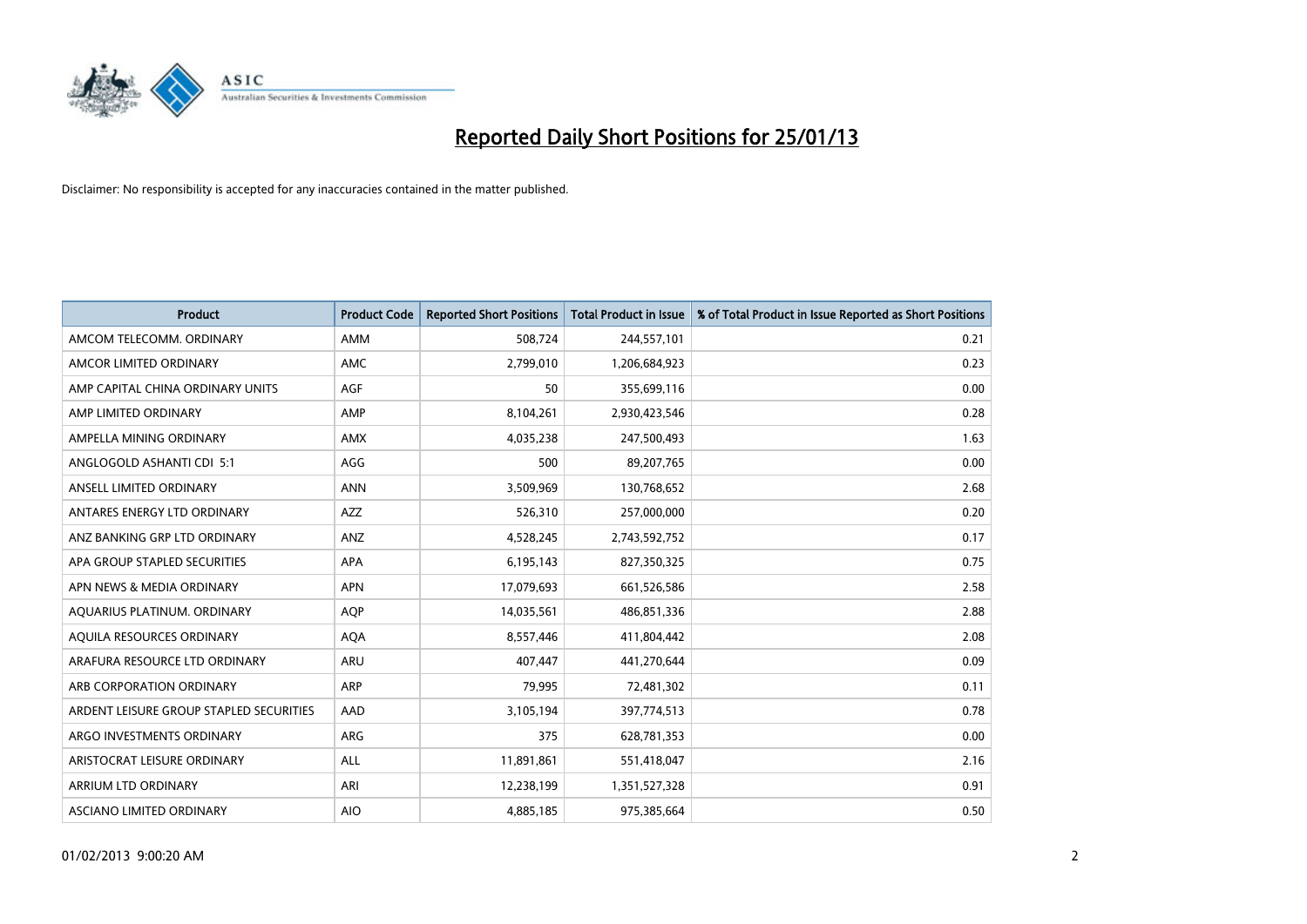# Reported Daily Short Positions for 25/01/13

Disclaimer: No responsibility is accepted for any inaccuracies contained in the matter published.

| Product | Product Code | Reported Short Positions | Total Product in Issue | % of Total Product in Issue Reported as Short Positions |
|---|---|---|---|---|
| AMCOM TELECOMM. ORDINARY | AMM | 508,724 | 244,557,101 | 0.21 |
| AMCOR LIMITED ORDINARY | AMC | 2,799,010 | 1,206,684,923 | 0.23 |
| AMP CAPITAL CHINA ORDINARY UNITS | AGF | 50 | 355,699,116 | 0.00 |
| AMP LIMITED ORDINARY | AMP | 8,104,261 | 2,930,423,546 | 0.28 |
| AMPELLA MINING ORDINARY | AMX | 4,035,238 | 247,500,493 | 1.63 |
| ANGLOGOLD ASHANTI CDI 5:1 | AGG | 500 | 89,207,765 | 0.00 |
| ANSELL LIMITED ORDINARY | ANN | 3,509,969 | 130,768,652 | 2.68 |
| ANTARES ENERGY LTD ORDINARY | AZZ | 526,310 | 257,000,000 | 0.20 |
| ANZ BANKING GRP LTD ORDINARY | ANZ | 4,528,245 | 2,743,592,752 | 0.17 |
| APA GROUP STAPLED SECURITIES | APA | 6,195,143 | 827,350,325 | 0.75 |
| APN NEWS & MEDIA ORDINARY | APN | 17,079,693 | 661,526,586 | 2.58 |
| AQUARIUS PLATINUM. ORDINARY | AQP | 14,035,561 | 486,851,336 | 2.88 |
| AQUILA RESOURCES ORDINARY | AQA | 8,557,446 | 411,804,442 | 2.08 |
| ARAFURA RESOURCE LTD ORDINARY | ARU | 407,447 | 441,270,644 | 0.09 |
| ARB CORPORATION ORDINARY | ARP | 79,995 | 72,481,302 | 0.11 |
| ARDENT LEISURE GROUP STAPLED SECURITIES | AAD | 3,105,194 | 397,774,513 | 0.78 |
| ARGO INVESTMENTS ORDINARY | ARG | 375 | 628,781,353 | 0.00 |
| ARISTOCRAT LEISURE ORDINARY | ALL | 11,891,861 | 551,418,047 | 2.16 |
| ARRIUM LTD ORDINARY | ARI | 12,238,199 | 1,351,527,328 | 0.91 |
| ASCIANO LIMITED ORDINARY | AIO | 4,885,185 | 975,385,664 | 0.50 |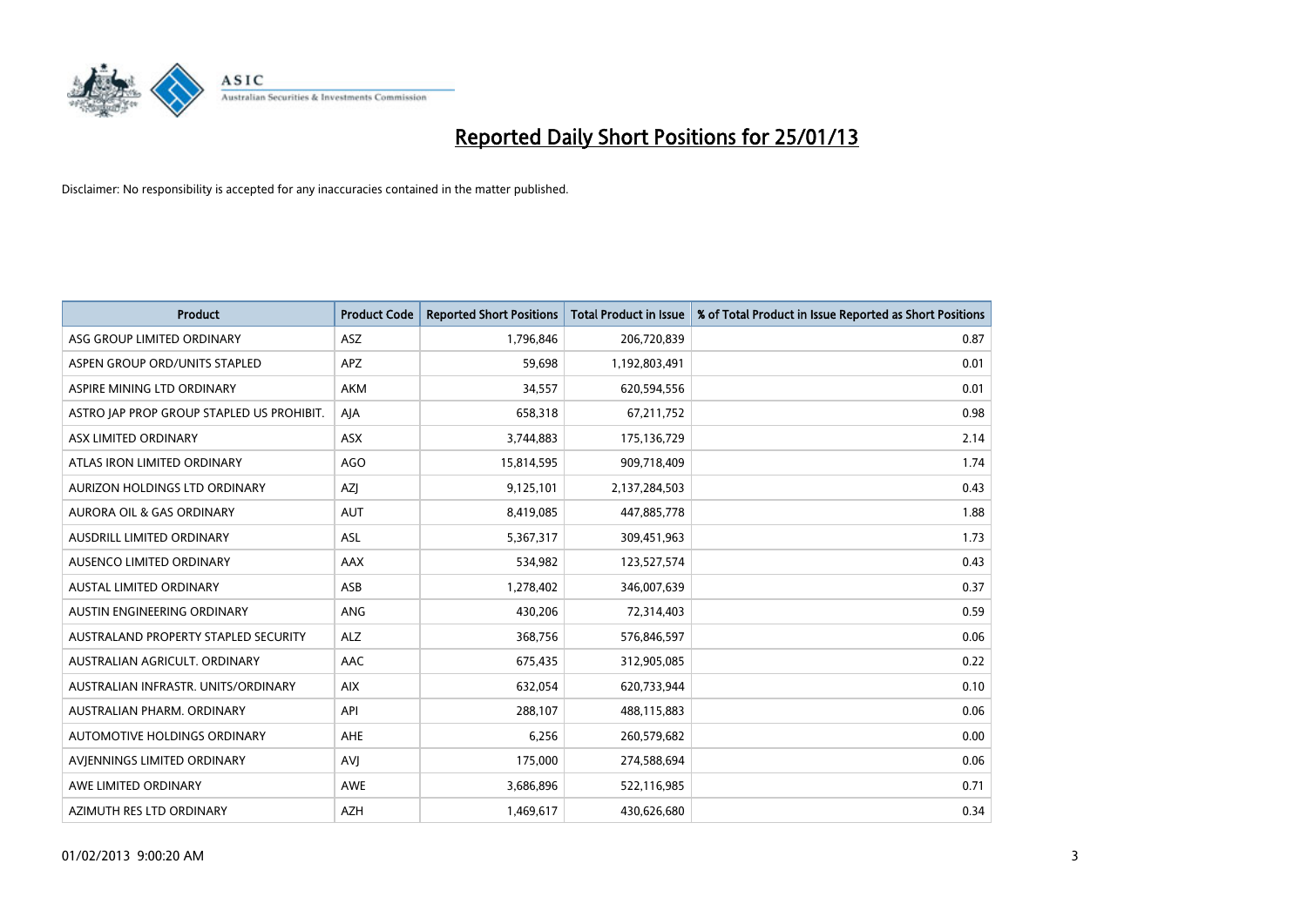# Reported Daily Short Positions for 25/01/13

Disclaimer: No responsibility is accepted for any inaccuracies contained in the matter published.

| Product | Product Code | Reported Short Positions | Total Product in Issue | % of Total Product in Issue Reported as Short Positions |
|---|---|---|---|---|
| ASG GROUP LIMITED ORDINARY | ASZ | 1,796,846 | 206,720,839 | 0.87 |
| ASPEN GROUP ORD/UNITS STAPLED | APZ | 59,698 | 1,192,803,491 | 0.01 |
| ASPIRE MINING LTD ORDINARY | AKM | 34,557 | 620,594,556 | 0.01 |
| ASTRO JAP PROP GROUP STAPLED US PROHIBIT. | AJA | 658,318 | 67,211,752 | 0.98 |
| ASX LIMITED ORDINARY | ASX | 3,744,883 | 175,136,729 | 2.14 |
| ATLAS IRON LIMITED ORDINARY | AGO | 15,814,595 | 909,718,409 | 1.74 |
| AURIZON HOLDINGS LTD ORDINARY | AZJ | 9,125,101 | 2,137,284,503 | 0.43 |
| AURORA OIL & GAS ORDINARY | AUT | 8,419,085 | 447,885,778 | 1.88 |
| AUSDRILL LIMITED ORDINARY | ASL | 5,367,317 | 309,451,963 | 1.73 |
| AUSENCO LIMITED ORDINARY | AAX | 534,982 | 123,527,574 | 0.43 |
| AUSTAL LIMITED ORDINARY | ASB | 1,278,402 | 346,007,639 | 0.37 |
| AUSTIN ENGINEERING ORDINARY | ANG | 430,206 | 72,314,403 | 0.59 |
| AUSTRALAND PROPERTY STAPLED SECURITY | ALZ | 368,756 | 576,846,597 | 0.06 |
| AUSTRALIAN AGRICULT. ORDINARY | AAC | 675,435 | 312,905,085 | 0.22 |
| AUSTRALIAN INFRASTR. UNITS/ORDINARY | AIX | 632,054 | 620,733,944 | 0.10 |
| AUSTRALIAN PHARM. ORDINARY | API | 288,107 | 488,115,883 | 0.06 |
| AUTOMOTIVE HOLDINGS ORDINARY | AHE | 6,256 | 260,579,682 | 0.00 |
| AVJENNINGS LIMITED ORDINARY | AVJ | 175,000 | 274,588,694 | 0.06 |
| AWE LIMITED ORDINARY | AWE | 3,686,896 | 522,116,985 | 0.71 |
| AZIMUTH RES LTD ORDINARY | AZH | 1,469,617 | 430,626,680 | 0.34 |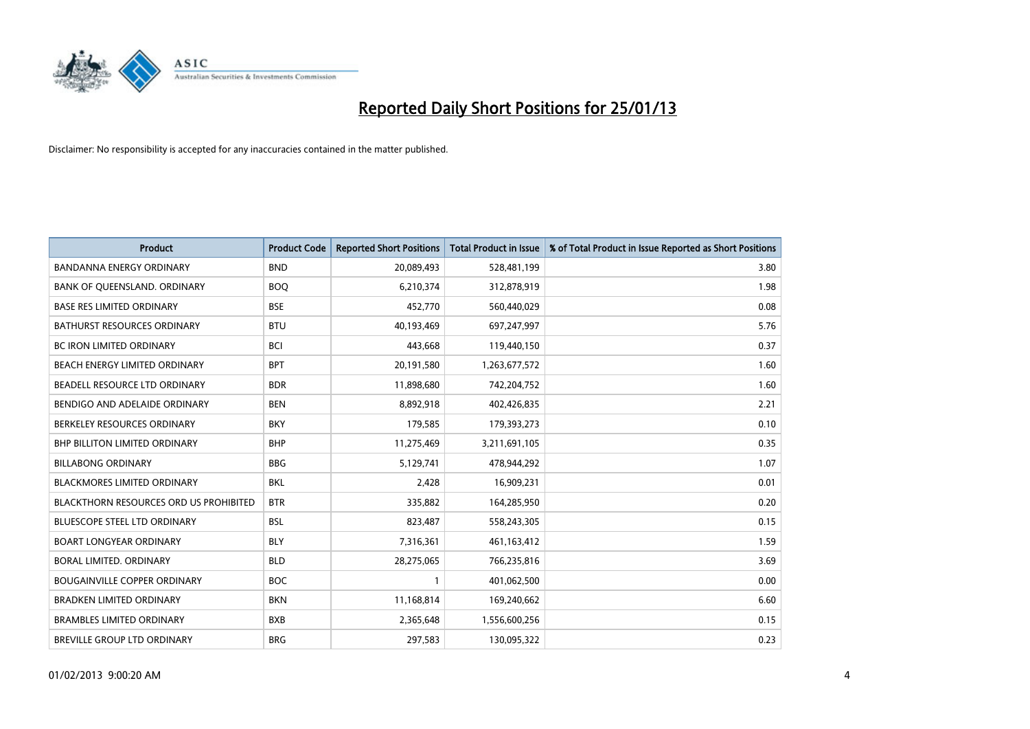# Reported Daily Short Positions for 25/01/13

Disclaimer: No responsibility is accepted for any inaccuracies contained in the matter published.

| Product | Product Code | Reported Short Positions | Total Product in Issue | % of Total Product in Issue Reported as Short Positions |
|---|---|---|---|---|
| BANDANNA ENERGY ORDINARY | BND | 20,089,493 | 528,481,199 | 3.80 |
| BANK OF QUEENSLAND. ORDINARY | BOQ | 6,210,374 | 312,878,919 | 1.98 |
| BASE RES LIMITED ORDINARY | BSE | 452,770 | 560,440,029 | 0.08 |
| BATHURST RESOURCES ORDINARY | BTU | 40,193,469 | 697,247,997 | 5.76 |
| BC IRON LIMITED ORDINARY | BCI | 443,668 | 119,440,150 | 0.37 |
| BEACH ENERGY LIMITED ORDINARY | BPT | 20,191,580 | 1,263,677,572 | 1.60 |
| BEADELL RESOURCE LTD ORDINARY | BDR | 11,898,680 | 742,204,752 | 1.60 |
| BENDIGO AND ADELAIDE ORDINARY | BEN | 8,892,918 | 402,426,835 | 2.21 |
| BERKELEY RESOURCES ORDINARY | BKY | 179,585 | 179,393,273 | 0.10 |
| BHP BILLITON LIMITED ORDINARY | BHP | 11,275,469 | 3,211,691,105 | 0.35 |
| BILLABONG ORDINARY | BBG | 5,129,741 | 478,944,292 | 1.07 |
| BLACKMORES LIMITED ORDINARY | BKL | 2,428 | 16,909,231 | 0.01 |
| BLACKTHORN RESOURCES ORD US PROHIBITED | BTR | 335,882 | 164,285,950 | 0.20 |
| BLUESCOPE STEEL LTD ORDINARY | BSL | 823,487 | 558,243,305 | 0.15 |
| BOART LONGYEAR ORDINARY | BLY | 7,316,361 | 461,163,412 | 1.59 |
| BORAL LIMITED. ORDINARY | BLD | 28,275,065 | 766,235,816 | 3.69 |
| BOUGAINVILLE COPPER ORDINARY | BOC | 1 | 401,062,500 | 0.00 |
| BRADKEN LIMITED ORDINARY | BKN | 11,168,814 | 169,240,662 | 6.60 |
| BRAMBLES LIMITED ORDINARY | BXB | 2,365,648 | 1,556,600,256 | 0.15 |
| BREVILLE GROUP LTD ORDINARY | BRG | 297,583 | 130,095,322 | 0.23 |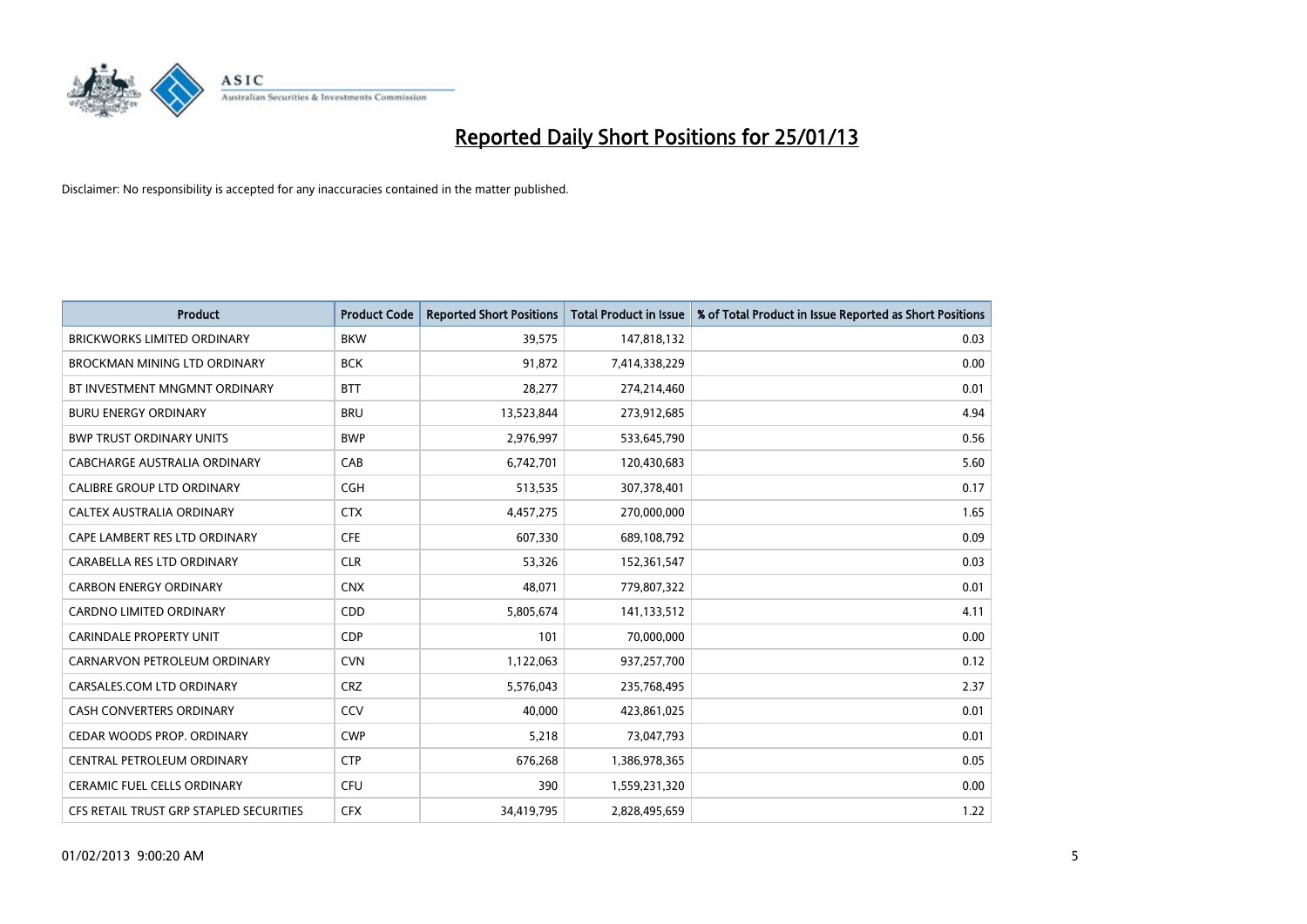# Reported Daily Short Positions for 25/01/13

Disclaimer: No responsibility is accepted for any inaccuracies contained in the matter published.

| Product | Product Code | Reported Short Positions | Total Product in Issue | % of Total Product in Issue Reported as Short Positions |
|---|---|---|---|---|
| BRICKWORKS LIMITED ORDINARY | BKW | 39,575 | 147,818,132 | 0.03 |
| BROCKMAN MINING LTD ORDINARY | BCK | 91,872 | 7,414,338,229 | 0.00 |
| BT INVESTMENT MNGMNT ORDINARY | BTT | 28,277 | 274,214,460 | 0.01 |
| BURU ENERGY ORDINARY | BRU | 13,523,844 | 273,912,685 | 4.94 |
| BWP TRUST ORDINARY UNITS | BWP | 2,976,997 | 533,645,790 | 0.56 |
| CABCHARGE AUSTRALIA ORDINARY | CAB | 6,742,701 | 120,430,683 | 5.60 |
| CALIBRE GROUP LTD ORDINARY | CGH | 513,535 | 307,378,401 | 0.17 |
| CALTEX AUSTRALIA ORDINARY | CTX | 4,457,275 | 270,000,000 | 1.65 |
| CAPE LAMBERT RES LTD ORDINARY | CFE | 607,330 | 689,108,792 | 0.09 |
| CARABELLA RES LTD ORDINARY | CLR | 53,326 | 152,361,547 | 0.03 |
| CARBON ENERGY ORDINARY | CNX | 48,071 | 779,807,322 | 0.01 |
| CARDNO LIMITED ORDINARY | CDD | 5,805,674 | 141,133,512 | 4.11 |
| CARINDALE PROPERTY UNIT | CDP | 101 | 70,000,000 | 0.00 |
| CARNARVON PETROLEUM ORDINARY | CVN | 1,122,063 | 937,257,700 | 0.12 |
| CARSALES.COM LTD ORDINARY | CRZ | 5,576,043 | 235,768,495 | 2.37 |
| CASH CONVERTERS ORDINARY | CCV | 40,000 | 423,861,025 | 0.01 |
| CEDAR WOODS PROP. ORDINARY | CWP | 5,218 | 73,047,793 | 0.01 |
| CENTRAL PETROLEUM ORDINARY | CTP | 676,268 | 1,386,978,365 | 0.05 |
| CERAMIC FUEL CELLS ORDINARY | CFU | 390 | 1,559,231,320 | 0.00 |
| CFS RETAIL TRUST GRP STAPLED SECURITIES | CFX | 34,419,795 | 2,828,495,659 | 1.22 |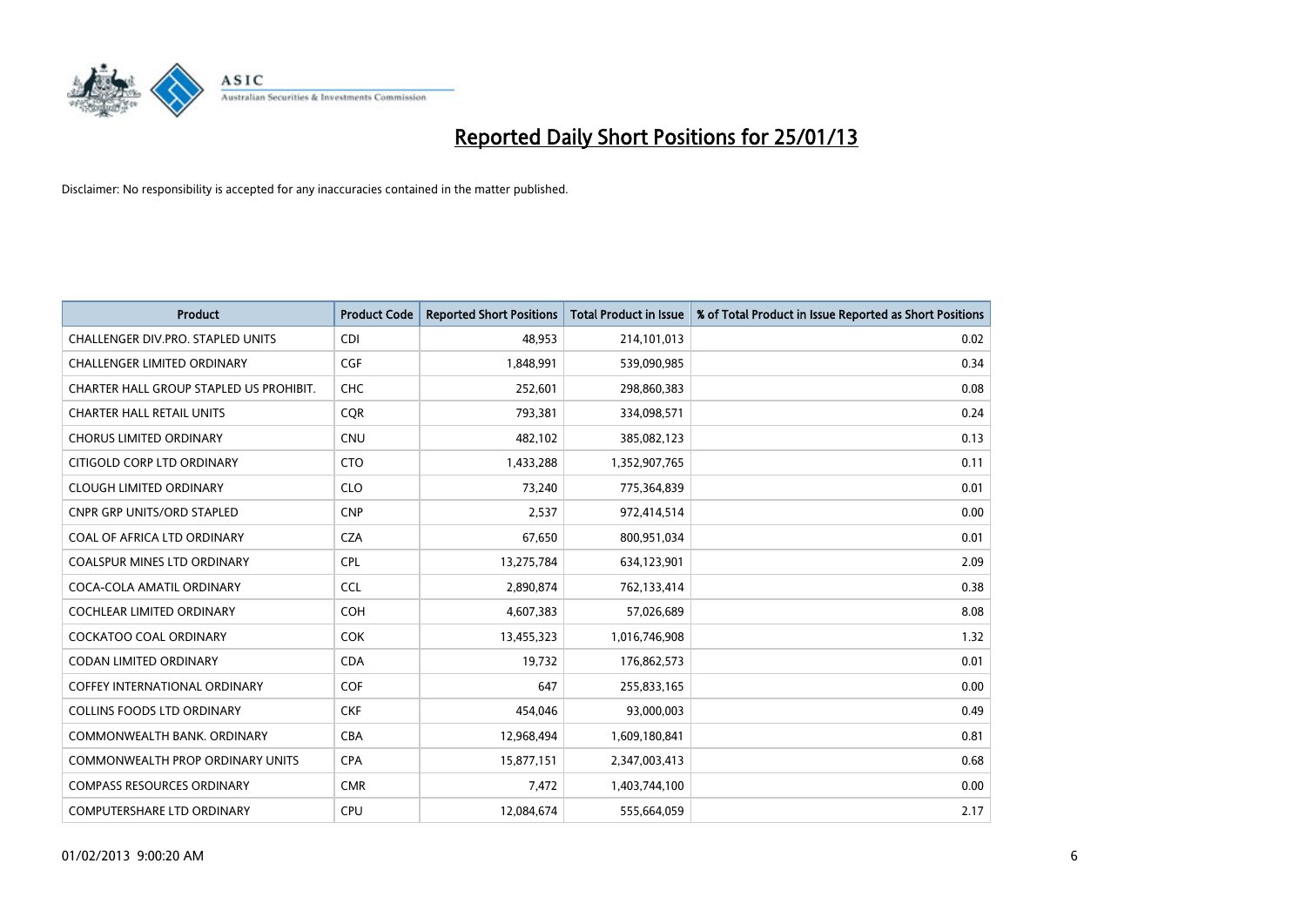# Reported Daily Short Positions for 25/01/13

Disclaimer: No responsibility is accepted for any inaccuracies contained in the matter published.

| Product | Product Code | Reported Short Positions | Total Product in Issue | % of Total Product in Issue Reported as Short Positions |
|---|---|---|---|---|
| CHALLENGER DIV.PRO. STAPLED UNITS | CDI | 48,953 | 214,101,013 | 0.02 |
| CHALLENGER LIMITED ORDINARY | CGF | 1,848,991 | 539,090,985 | 0.34 |
| CHARTER HALL GROUP STAPLED US PROHIBIT. | CHC | 252,601 | 298,860,383 | 0.08 |
| CHARTER HALL RETAIL UNITS | CQR | 793,381 | 334,098,571 | 0.24 |
| CHORUS LIMITED ORDINARY | CNU | 482,102 | 385,082,123 | 0.13 |
| CITIGOLD CORP LTD ORDINARY | CTO | 1,433,288 | 1,352,907,765 | 0.11 |
| CLOUGH LIMITED ORDINARY | CLO | 73,240 | 775,364,839 | 0.01 |
| CNPR GRP UNITS/ORD STAPLED | CNP | 2,537 | 972,414,514 | 0.00 |
| COAL OF AFRICA LTD ORDINARY | CZA | 67,650 | 800,951,034 | 0.01 |
| COALSPUR MINES LTD ORDINARY | CPL | 13,275,784 | 634,123,901 | 2.09 |
| COCA-COLA AMATIL ORDINARY | CCL | 2,890,874 | 762,133,414 | 0.38 |
| COCHLEAR LIMITED ORDINARY | COH | 4,607,383 | 57,026,689 | 8.08 |
| COCKATOO COAL ORDINARY | COK | 13,455,323 | 1,016,746,908 | 1.32 |
| CODAN LIMITED ORDINARY | CDA | 19,732 | 176,862,573 | 0.01 |
| COFFEY INTERNATIONAL ORDINARY | COF | 647 | 255,833,165 | 0.00 |
| COLLINS FOODS LTD ORDINARY | CKF | 454,046 | 93,000,003 | 0.49 |
| COMMONWEALTH BANK. ORDINARY | CBA | 12,968,494 | 1,609,180,841 | 0.81 |
| COMMONWEALTH PROP ORDINARY UNITS | CPA | 15,877,151 | 2,347,003,413 | 0.68 |
| COMPASS RESOURCES ORDINARY | CMR | 7,472 | 1,403,744,100 | 0.00 |
| COMPUTERSHARE LTD ORDINARY | CPU | 12,084,674 | 555,664,059 | 2.17 |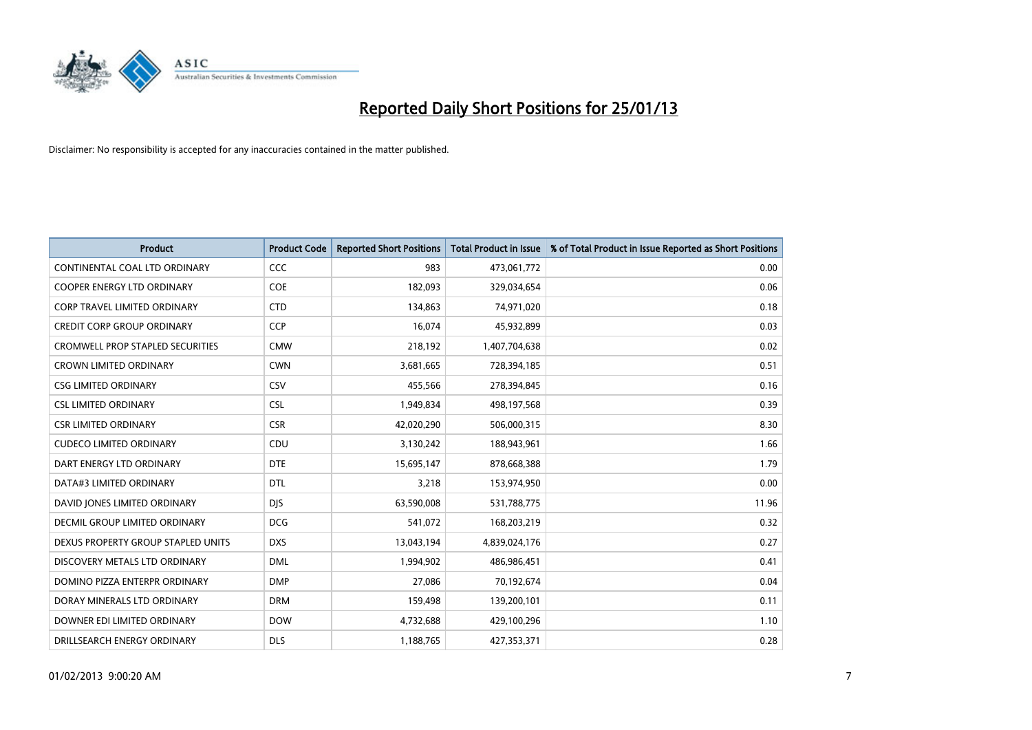# Reported Daily Short Positions for 25/01/13

Disclaimer: No responsibility is accepted for any inaccuracies contained in the matter published.

| Product | Product Code | Reported Short Positions | Total Product in Issue | % of Total Product in Issue Reported as Short Positions |
|---|---|---|---|---|
| CONTINENTAL COAL LTD ORDINARY | CCC | 983 | 473,061,772 | 0.00 |
| COOPER ENERGY LTD ORDINARY | COE | 182,093 | 329,034,654 | 0.06 |
| CORP TRAVEL LIMITED ORDINARY | CTD | 134,863 | 74,971,020 | 0.18 |
| CREDIT CORP GROUP ORDINARY | CCP | 16,074 | 45,932,899 | 0.03 |
| CROMWELL PROP STAPLED SECURITIES | CMW | 218,192 | 1,407,704,638 | 0.02 |
| CROWN LIMITED ORDINARY | CWN | 3,681,665 | 728,394,185 | 0.51 |
| CSG LIMITED ORDINARY | CSV | 455,566 | 278,394,845 | 0.16 |
| CSL LIMITED ORDINARY | CSL | 1,949,834 | 498,197,568 | 0.39 |
| CSR LIMITED ORDINARY | CSR | 42,020,290 | 506,000,315 | 8.30 |
| CUDECO LIMITED ORDINARY | CDU | 3,130,242 | 188,943,961 | 1.66 |
| DART ENERGY LTD ORDINARY | DTE | 15,695,147 | 878,668,388 | 1.79 |
| DATA#3 LIMITED ORDINARY | DTL | 3,218 | 153,974,950 | 0.00 |
| DAVID JONES LIMITED ORDINARY | DJS | 63,590,008 | 531,788,775 | 11.96 |
| DECMIL GROUP LIMITED ORDINARY | DCG | 541,072 | 168,203,219 | 0.32 |
| DEXUS PROPERTY GROUP STAPLED UNITS | DXS | 13,043,194 | 4,839,024,176 | 0.27 |
| DISCOVERY METALS LTD ORDINARY | DML | 1,994,902 | 486,986,451 | 0.41 |
| DOMINO PIZZA ENTERPR ORDINARY | DMP | 27,086 | 70,192,674 | 0.04 |
| DORAY MINERALS LTD ORDINARY | DRM | 159,498 | 139,200,101 | 0.11 |
| DOWNER EDI LIMITED ORDINARY | DOW | 4,732,688 | 429,100,296 | 1.10 |
| DRILLSEARCH ENERGY ORDINARY | DLS | 1,188,765 | 427,353,371 | 0.28 |

01/02/2013 9:00:20 AM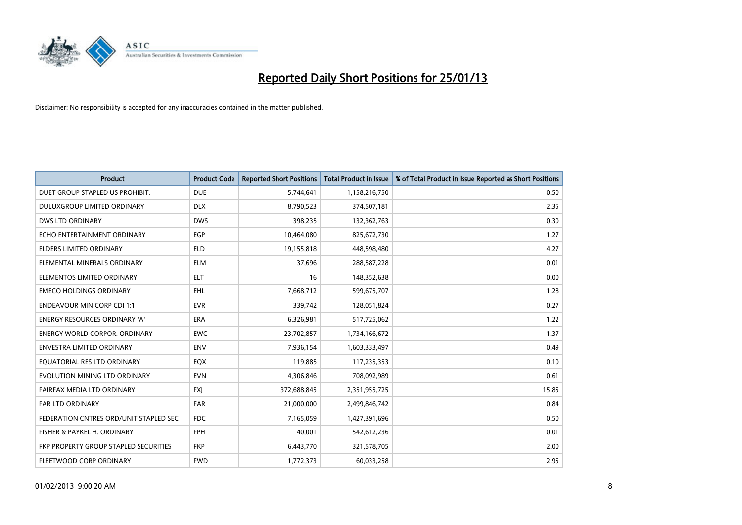# Reported Daily Short Positions for 25/01/13

Disclaimer: No responsibility is accepted for any inaccuracies contained in the matter published.

| Product | Product Code | Reported Short Positions | Total Product in Issue | % of Total Product in Issue Reported as Short Positions |
|---|---|---|---|---|
| DUET GROUP STAPLED US PROHIBIT. | DUE | 5,744,641 | 1,158,216,750 | 0.50 |
| DULUXGROUP LIMITED ORDINARY | DLX | 8,790,523 | 374,507,181 | 2.35 |
| DWS LTD ORDINARY | DWS | 398,235 | 132,362,763 | 0.30 |
| ECHO ENTERTAINMENT ORDINARY | EGP | 10,464,080 | 825,672,730 | 1.27 |
| ELDERS LIMITED ORDINARY | ELD | 19,155,818 | 448,598,480 | 4.27 |
| ELEMENTAL MINERALS ORDINARY | ELM | 37,696 | 288,587,228 | 0.01 |
| ELEMENTOS LIMITED ORDINARY | ELT | 16 | 148,352,638 | 0.00 |
| EMECO HOLDINGS ORDINARY | EHL | 7,668,712 | 599,675,707 | 1.28 |
| ENDEAVOUR MIN CORP CDI 1:1 | EVR | 339,742 | 128,051,824 | 0.27 |
| ENERGY RESOURCES ORDINARY 'A' | ERA | 6,326,981 | 517,725,062 | 1.22 |
| ENERGY WORLD CORPOR. ORDINARY | EWC | 23,702,857 | 1,734,166,672 | 1.37 |
| ENVESTRA LIMITED ORDINARY | ENV | 7,936,154 | 1,603,333,497 | 0.49 |
| EQUATORIAL RES LTD ORDINARY | EQX | 119,885 | 117,235,353 | 0.10 |
| EVOLUTION MINING LTD ORDINARY | EVN | 4,306,846 | 708,092,989 | 0.61 |
| FAIRFAX MEDIA LTD ORDINARY | FXJ | 372,688,845 | 2,351,955,725 | 15.85 |
| FAR LTD ORDINARY | FAR | 21,000,000 | 2,499,846,742 | 0.84 |
| FEDERATION CNTRES ORD/UNIT STAPLED SEC | FDC | 7,165,059 | 1,427,391,696 | 0.50 |
| FISHER & PAYKEL H. ORDINARY | FPH | 40,001 | 542,612,236 | 0.01 |
| FKP PROPERTY GROUP STAPLED SECURITIES | FKP | 6,443,770 | 321,578,705 | 2.00 |
| FLEETWOOD CORP ORDINARY | FWD | 1,772,373 | 60,033,258 | 2.95 |

01/02/2013 9:00:20 AM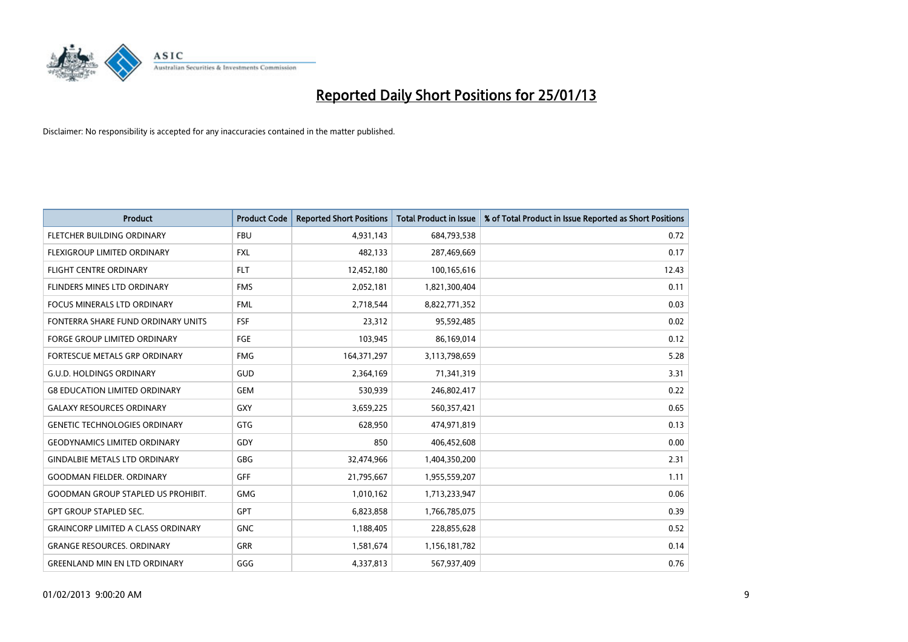# Reported Daily Short Positions for 25/01/13

Disclaimer: No responsibility is accepted for any inaccuracies contained in the matter published.

| Product | Product Code | Reported Short Positions | Total Product in Issue | % of Total Product in Issue Reported as Short Positions |
|---|---|---|---|---|
| FLETCHER BUILDING ORDINARY | FBU | 4,931,143 | 684,793,538 | 0.72 |
| FLEXIGROUP LIMITED ORDINARY | FXL | 482,133 | 287,469,669 | 0.17 |
| FLIGHT CENTRE ORDINARY | FLT | 12,452,180 | 100,165,616 | 12.43 |
| FLINDERS MINES LTD ORDINARY | FMS | 2,052,181 | 1,821,300,404 | 0.11 |
| FOCUS MINERALS LTD ORDINARY | FML | 2,718,544 | 8,822,771,352 | 0.03 |
| FONTERRA SHARE FUND ORDINARY UNITS | FSF | 23,312 | 95,592,485 | 0.02 |
| FORGE GROUP LIMITED ORDINARY | FGE | 103,945 | 86,169,014 | 0.12 |
| FORTESCUE METALS GRP ORDINARY | FMG | 164,371,297 | 3,113,798,659 | 5.28 |
| G.U.D. HOLDINGS ORDINARY | GUD | 2,364,169 | 71,341,319 | 3.31 |
| G8 EDUCATION LIMITED ORDINARY | GEM | 530,939 | 246,802,417 | 0.22 |
| GALAXY RESOURCES ORDINARY | GXY | 3,659,225 | 560,357,421 | 0.65 |
| GENETIC TECHNOLOGIES ORDINARY | GTG | 628,950 | 474,971,819 | 0.13 |
| GEODYNAMICS LIMITED ORDINARY | GDY | 850 | 406,452,608 | 0.00 |
| GINDALBIE METALS LTD ORDINARY | GBG | 32,474,966 | 1,404,350,200 | 2.31 |
| GOODMAN FIELDER. ORDINARY | GFF | 21,795,667 | 1,955,559,207 | 1.11 |
| GOODMAN GROUP STAPLED US PROHIBIT. | GMG | 1,010,162 | 1,713,233,947 | 0.06 |
| GPT GROUP STAPLED SEC. | GPT | 6,823,858 | 1,766,785,075 | 0.39 |
| GRAINCORP LIMITED A CLASS ORDINARY | GNC | 1,188,405 | 228,855,628 | 0.52 |
| GRANGE RESOURCES. ORDINARY | GRR | 1,581,674 | 1,156,181,782 | 0.14 |
| GREENLAND MIN EN LTD ORDINARY | GGG | 4,337,813 | 567,937,409 | 0.76 |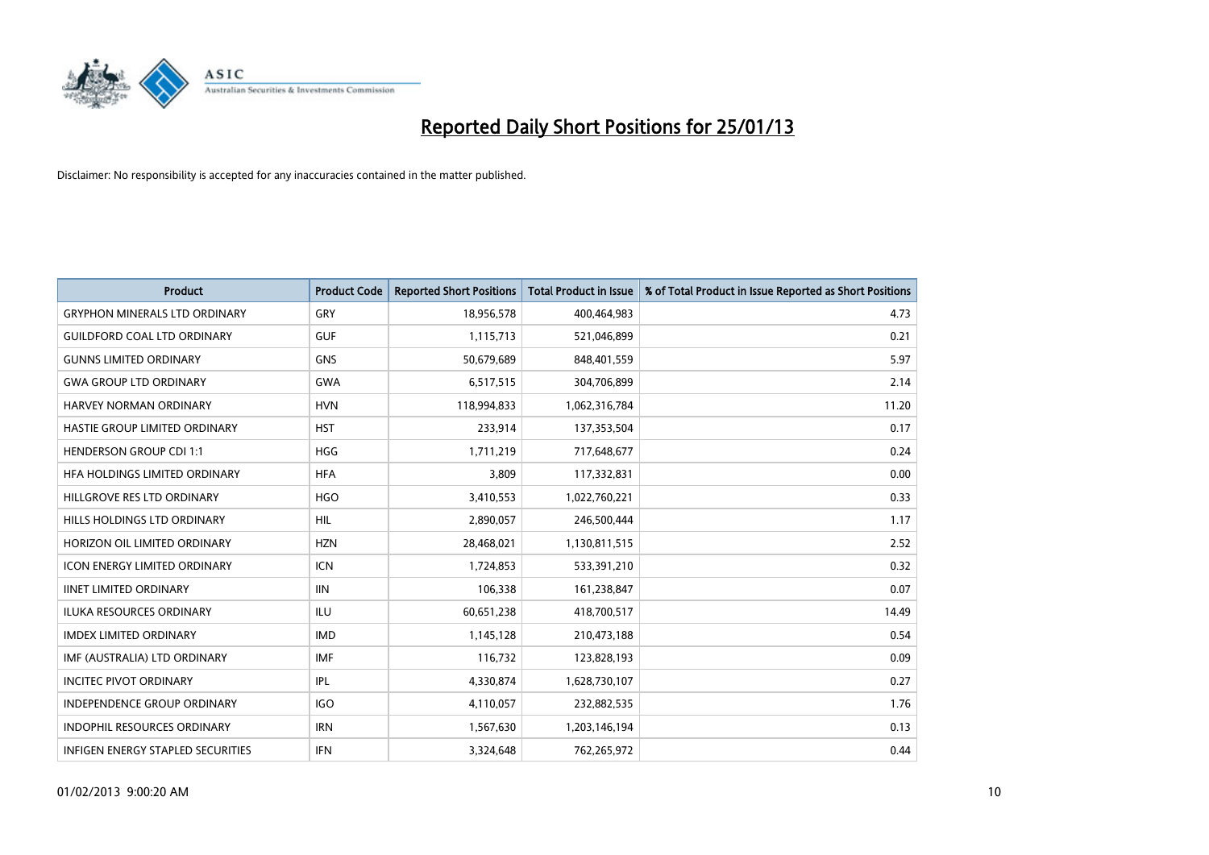# Reported Daily Short Positions for 25/01/13

Disclaimer: No responsibility is accepted for any inaccuracies contained in the matter published.

| Product | Product Code | Reported Short Positions | Total Product in Issue | % of Total Product in Issue Reported as Short Positions |
|---|---|---|---|---|
| GRYPHON MINERALS LTD ORDINARY | GRY | 18,956,578 | 400,464,983 | 4.73 |
| GUILDFORD COAL LTD ORDINARY | GUF | 1,115,713 | 521,046,899 | 0.21 |
| GUNNS LIMITED ORDINARY | GNS | 50,679,689 | 848,401,559 | 5.97 |
| GWA GROUP LTD ORDINARY | GWA | 6,517,515 | 304,706,899 | 2.14 |
| HARVEY NORMAN ORDINARY | HVN | 118,994,833 | 1,062,316,784 | 11.20 |
| HASTIE GROUP LIMITED ORDINARY | HST | 233,914 | 137,353,504 | 0.17 |
| HENDERSON GROUP CDI 1:1 | HGG | 1,711,219 | 717,648,677 | 0.24 |
| HFA HOLDINGS LIMITED ORDINARY | HFA | 3,809 | 117,332,831 | 0.00 |
| HILLGROVE RES LTD ORDINARY | HGO | 3,410,553 | 1,022,760,221 | 0.33 |
| HILLS HOLDINGS LTD ORDINARY | HIL | 2,890,057 | 246,500,444 | 1.17 |
| HORIZON OIL LIMITED ORDINARY | HZN | 28,468,021 | 1,130,811,515 | 2.52 |
| ICON ENERGY LIMITED ORDINARY | ICN | 1,724,853 | 533,391,210 | 0.32 |
| IINET LIMITED ORDINARY | IIN | 106,338 | 161,238,847 | 0.07 |
| ILUKA RESOURCES ORDINARY | ILU | 60,651,238 | 418,700,517 | 14.49 |
| IMDEX LIMITED ORDINARY | IMD | 1,145,128 | 210,473,188 | 0.54 |
| IMF (AUSTRALIA) LTD ORDINARY | IMF | 116,732 | 123,828,193 | 0.09 |
| INCITEC PIVOT ORDINARY | IPL | 4,330,874 | 1,628,730,107 | 0.27 |
| INDEPENDENCE GROUP ORDINARY | IGO | 4,110,057 | 232,882,535 | 1.76 |
| INDOPHIL RESOURCES ORDINARY | IRN | 1,567,630 | 1,203,146,194 | 0.13 |
| INFIGEN ENERGY STAPLED SECURITIES | IFN | 3,324,648 | 762,265,972 | 0.44 |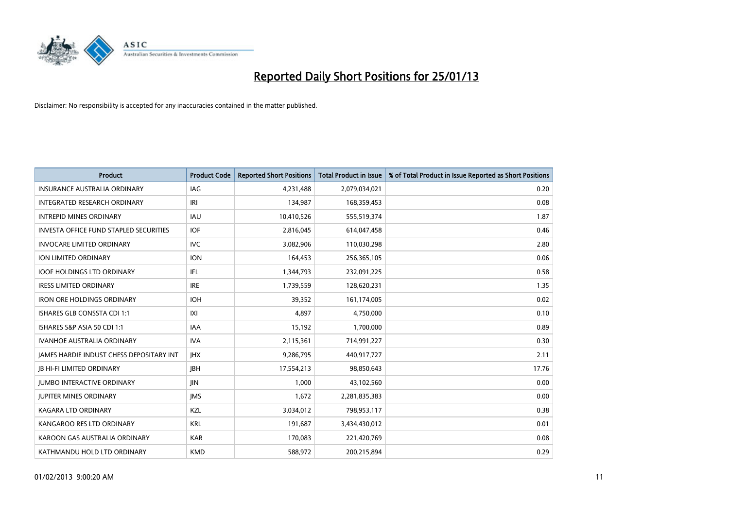# Reported Daily Short Positions for 25/01/13

Disclaimer: No responsibility is accepted for any inaccuracies contained in the matter published.

| Product | Product Code | Reported Short Positions | Total Product in Issue | % of Total Product in Issue Reported as Short Positions |
|---|---|---|---|---|
| INSURANCE AUSTRALIA ORDINARY | IAG | 4,231,488 | 2,079,034,021 | 0.20 |
| INTEGRATED RESEARCH ORDINARY | IRI | 134,987 | 168,359,453 | 0.08 |
| INTREPID MINES ORDINARY | IAU | 10,410,526 | 555,519,374 | 1.87 |
| INVESTA OFFICE FUND STAPLED SECURITIES | IOF | 2,816,045 | 614,047,458 | 0.46 |
| INVOCARE LIMITED ORDINARY | IVC | 3,082,906 | 110,030,298 | 2.80 |
| ION LIMITED ORDINARY | ION | 164,453 | 256,365,105 | 0.06 |
| IOOF HOLDINGS LTD ORDINARY | IFL | 1,344,793 | 232,091,225 | 0.58 |
| IRESS LIMITED ORDINARY | IRE | 1,739,559 | 128,620,231 | 1.35 |
| IRON ORE HOLDINGS ORDINARY | IOH | 39,352 | 161,174,005 | 0.02 |
| ISHARES GLB CONSSTA CDI 1:1 | IXI | 4,897 | 4,750,000 | 0.10 |
| ISHARES S&P ASIA 50 CDI 1:1 | IAA | 15,192 | 1,700,000 | 0.89 |
| IVANHOE AUSTRALIA ORDINARY | IVA | 2,115,361 | 714,991,227 | 0.30 |
| JAMES HARDIE INDUST CHESS DEPOSITARY INT | JHX | 9,286,795 | 440,917,727 | 2.11 |
| JB HI-FI LIMITED ORDINARY | JBH | 17,554,213 | 98,850,643 | 17.76 |
| JUMBO INTERACTIVE ORDINARY | JIN | 1,000 | 43,102,560 | 0.00 |
| JUPITER MINES ORDINARY | JMS | 1,672 | 2,281,835,383 | 0.00 |
| KAGARA LTD ORDINARY | KZL | 3,034,012 | 798,953,117 | 0.38 |
| KANGAROO RES LTD ORDINARY | KRL | 191,687 | 3,434,430,012 | 0.01 |
| KAROON GAS AUSTRALIA ORDINARY | KAR | 170,083 | 221,420,769 | 0.08 |
| KATHMANDU HOLD LTD ORDINARY | KMD | 588,972 | 200,215,894 | 0.29 |

01/02/2013 9:00:20 AM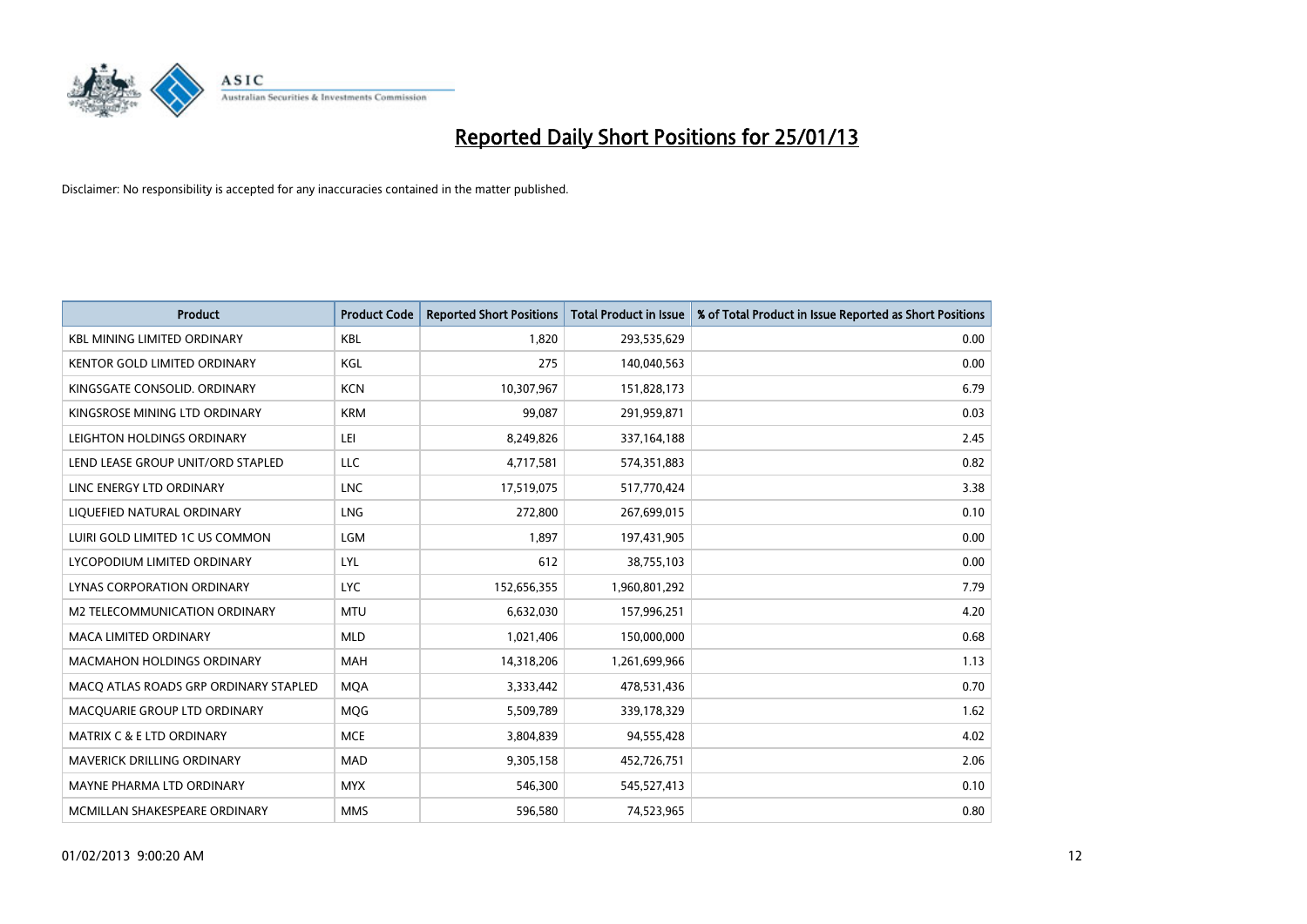# Reported Daily Short Positions for 25/01/13

Disclaimer: No responsibility is accepted for any inaccuracies contained in the matter published.

| Product | Product Code | Reported Short Positions | Total Product in Issue | % of Total Product in Issue Reported as Short Positions |
|---|---|---|---|---|
| KBL MINING LIMITED ORDINARY | KBL | 1,820 | 293,535,629 | 0.00 |
| KENTOR GOLD LIMITED ORDINARY | KGL | 275 | 140,040,563 | 0.00 |
| KINGSGATE CONSOLID. ORDINARY | KCN | 10,307,967 | 151,828,173 | 6.79 |
| KINGSROSE MINING LTD ORDINARY | KRM | 99,087 | 291,959,871 | 0.03 |
| LEIGHTON HOLDINGS ORDINARY | LEI | 8,249,826 | 337,164,188 | 2.45 |
| LEND LEASE GROUP UNIT/ORD STAPLED | LLC | 4,717,581 | 574,351,883 | 0.82 |
| LINC ENERGY LTD ORDINARY | LNC | 17,519,075 | 517,770,424 | 3.38 |
| LIQUEFIED NATURAL ORDINARY | LNG | 272,800 | 267,699,015 | 0.10 |
| LUIRI GOLD LIMITED 1C US COMMON | LGM | 1,897 | 197,431,905 | 0.00 |
| LYCOPODIUM LIMITED ORDINARY | LYL | 612 | 38,755,103 | 0.00 |
| LYNAS CORPORATION ORDINARY | LYC | 152,656,355 | 1,960,801,292 | 7.79 |
| M2 TELECOMMUNICATION ORDINARY | MTU | 6,632,030 | 157,996,251 | 4.20 |
| MACA LIMITED ORDINARY | MLD | 1,021,406 | 150,000,000 | 0.68 |
| MACMAHON HOLDINGS ORDINARY | MAH | 14,318,206 | 1,261,699,966 | 1.13 |
| MACQ ATLAS ROADS GRP ORDINARY STAPLED | MQA | 3,333,442 | 478,531,436 | 0.70 |
| MACQUARIE GROUP LTD ORDINARY | MQG | 5,509,789 | 339,178,329 | 1.62 |
| MATRIX C & E LTD ORDINARY | MCE | 3,804,839 | 94,555,428 | 4.02 |
| MAVERICK DRILLING ORDINARY | MAD | 9,305,158 | 452,726,751 | 2.06 |
| MAYNE PHARMA LTD ORDINARY | MYX | 546,300 | 545,527,413 | 0.10 |
| MCMILLAN SHAKESPEARE ORDINARY | MMS | 596,580 | 74,523,965 | 0.80 |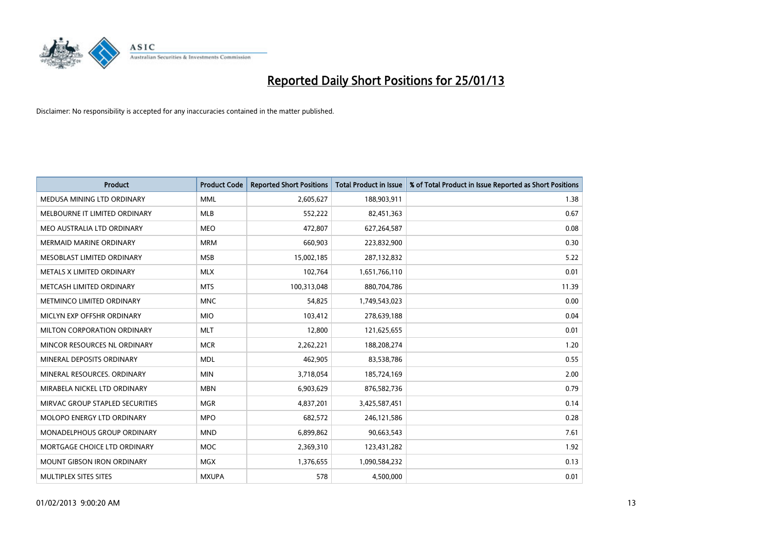# Reported Daily Short Positions for 25/01/13

Disclaimer: No responsibility is accepted for any inaccuracies contained in the matter published.

| Product | Product Code | Reported Short Positions | Total Product in Issue | % of Total Product in Issue Reported as Short Positions |
|---|---|---|---|---|
| MEDUSA MINING LTD ORDINARY | MML | 2,605,627 | 188,903,911 | 1.38 |
| MELBOURNE IT LIMITED ORDINARY | MLB | 552,222 | 82,451,363 | 0.67 |
| MEO AUSTRALIA LTD ORDINARY | MEO | 472,807 | 627,264,587 | 0.08 |
| MERMAID MARINE ORDINARY | MRM | 660,903 | 223,832,900 | 0.30 |
| MESOBLAST LIMITED ORDINARY | MSB | 15,002,185 | 287,132,832 | 5.22 |
| METALS X LIMITED ORDINARY | MLX | 102,764 | 1,651,766,110 | 0.01 |
| METCASH LIMITED ORDINARY | MTS | 100,313,048 | 880,704,786 | 11.39 |
| METMINCO LIMITED ORDINARY | MNC | 54,825 | 1,749,543,023 | 0.00 |
| MICLYN EXP OFFSHR ORDINARY | MIO | 103,412 | 278,639,188 | 0.04 |
| MILTON CORPORATION ORDINARY | MLT | 12,800 | 121,625,655 | 0.01 |
| MINCOR RESOURCES NL ORDINARY | MCR | 2,262,221 | 188,208,274 | 1.20 |
| MINERAL DEPOSITS ORDINARY | MDL | 462,905 | 83,538,786 | 0.55 |
| MINERAL RESOURCES. ORDINARY | MIN | 3,718,054 | 185,724,169 | 2.00 |
| MIRABELA NICKEL LTD ORDINARY | MBN | 6,903,629 | 876,582,736 | 0.79 |
| MIRVAC GROUP STAPLED SECURITIES | MGR | 4,837,201 | 3,425,587,451 | 0.14 |
| MOLOPO ENERGY LTD ORDINARY | MPO | 682,572 | 246,121,586 | 0.28 |
| MONADELPHOUS GROUP ORDINARY | MND | 6,899,862 | 90,663,543 | 7.61 |
| MORTGAGE CHOICE LTD ORDINARY | MOC | 2,369,310 | 123,431,282 | 1.92 |
| MOUNT GIBSON IRON ORDINARY | MGX | 1,376,655 | 1,090,584,232 | 0.13 |
| MULTIPLEX SITES SITES | MXUPA | 578 | 4,500,000 | 0.01 |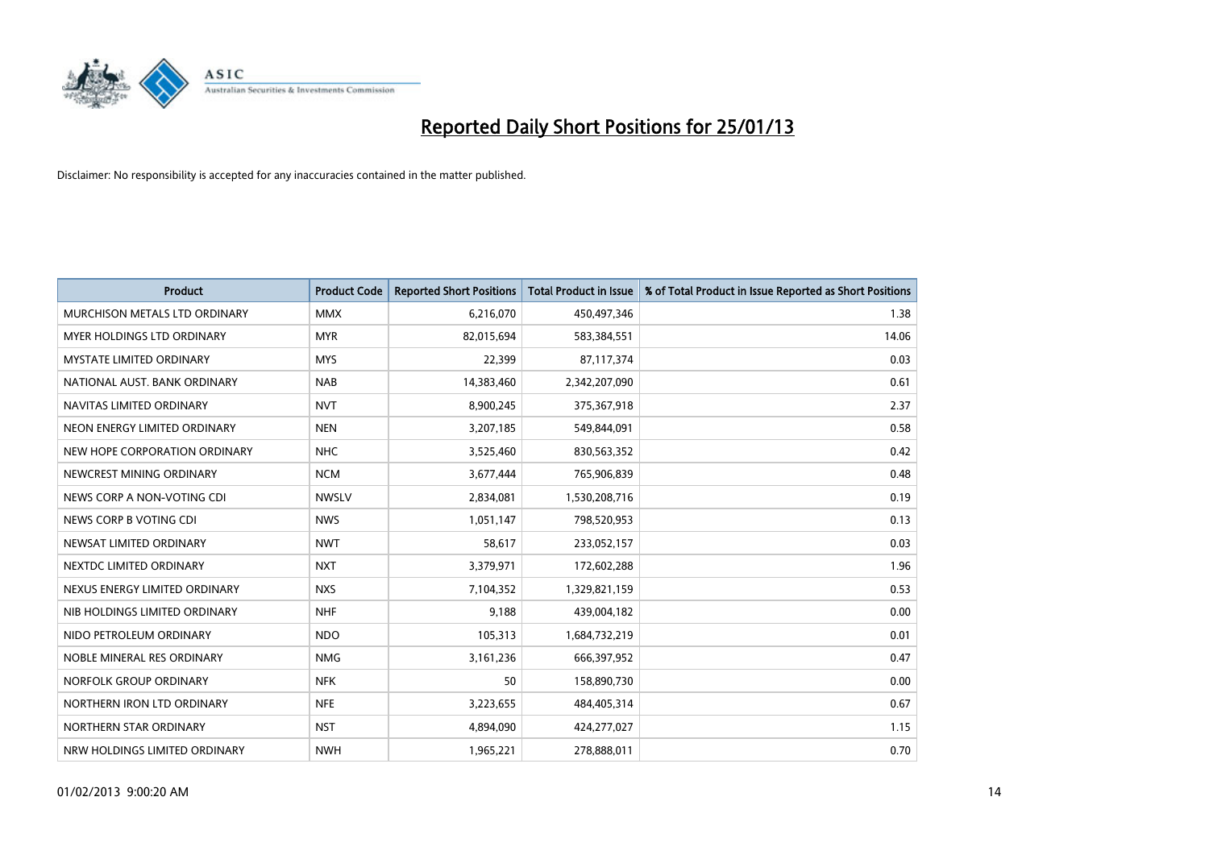# Reported Daily Short Positions for 25/01/13

Disclaimer: No responsibility is accepted for any inaccuracies contained in the matter published.

| Product | Product Code | Reported Short Positions | Total Product in Issue | % of Total Product in Issue Reported as Short Positions |
|---|---|---|---|---|
| MURCHISON METALS LTD ORDINARY | MMX | 6,216,070 | 450,497,346 | 1.38 |
| MYER HOLDINGS LTD ORDINARY | MYR | 82,015,694 | 583,384,551 | 14.06 |
| MYSTATE LIMITED ORDINARY | MYS | 22,399 | 87,117,374 | 0.03 |
| NATIONAL AUST. BANK ORDINARY | NAB | 14,383,460 | 2,342,207,090 | 0.61 |
| NAVITAS LIMITED ORDINARY | NVT | 8,900,245 | 375,367,918 | 2.37 |
| NEON ENERGY LIMITED ORDINARY | NEN | 3,207,185 | 549,844,091 | 0.58 |
| NEW HOPE CORPORATION ORDINARY | NHC | 3,525,460 | 830,563,352 | 0.42 |
| NEWCREST MINING ORDINARY | NCM | 3,677,444 | 765,906,839 | 0.48 |
| NEWS CORP A NON-VOTING CDI | NWSLV | 2,834,081 | 1,530,208,716 | 0.19 |
| NEWS CORP B VOTING CDI | NWS | 1,051,147 | 798,520,953 | 0.13 |
| NEWSAT LIMITED ORDINARY | NWT | 58,617 | 233,052,157 | 0.03 |
| NEXTDC LIMITED ORDINARY | NXT | 3,379,971 | 172,602,288 | 1.96 |
| NEXUS ENERGY LIMITED ORDINARY | NXS | 7,104,352 | 1,329,821,159 | 0.53 |
| NIB HOLDINGS LIMITED ORDINARY | NHF | 9,188 | 439,004,182 | 0.00 |
| NIDO PETROLEUM ORDINARY | NDO | 105,313 | 1,684,732,219 | 0.01 |
| NOBLE MINERAL RES ORDINARY | NMG | 3,161,236 | 666,397,952 | 0.47 |
| NORFOLK GROUP ORDINARY | NFK | 50 | 158,890,730 | 0.00 |
| NORTHERN IRON LTD ORDINARY | NFE | 3,223,655 | 484,405,314 | 0.67 |
| NORTHERN STAR ORDINARY | NST | 4,894,090 | 424,277,027 | 1.15 |
| NRW HOLDINGS LIMITED ORDINARY | NWH | 1,965,221 | 278,888,011 | 0.70 |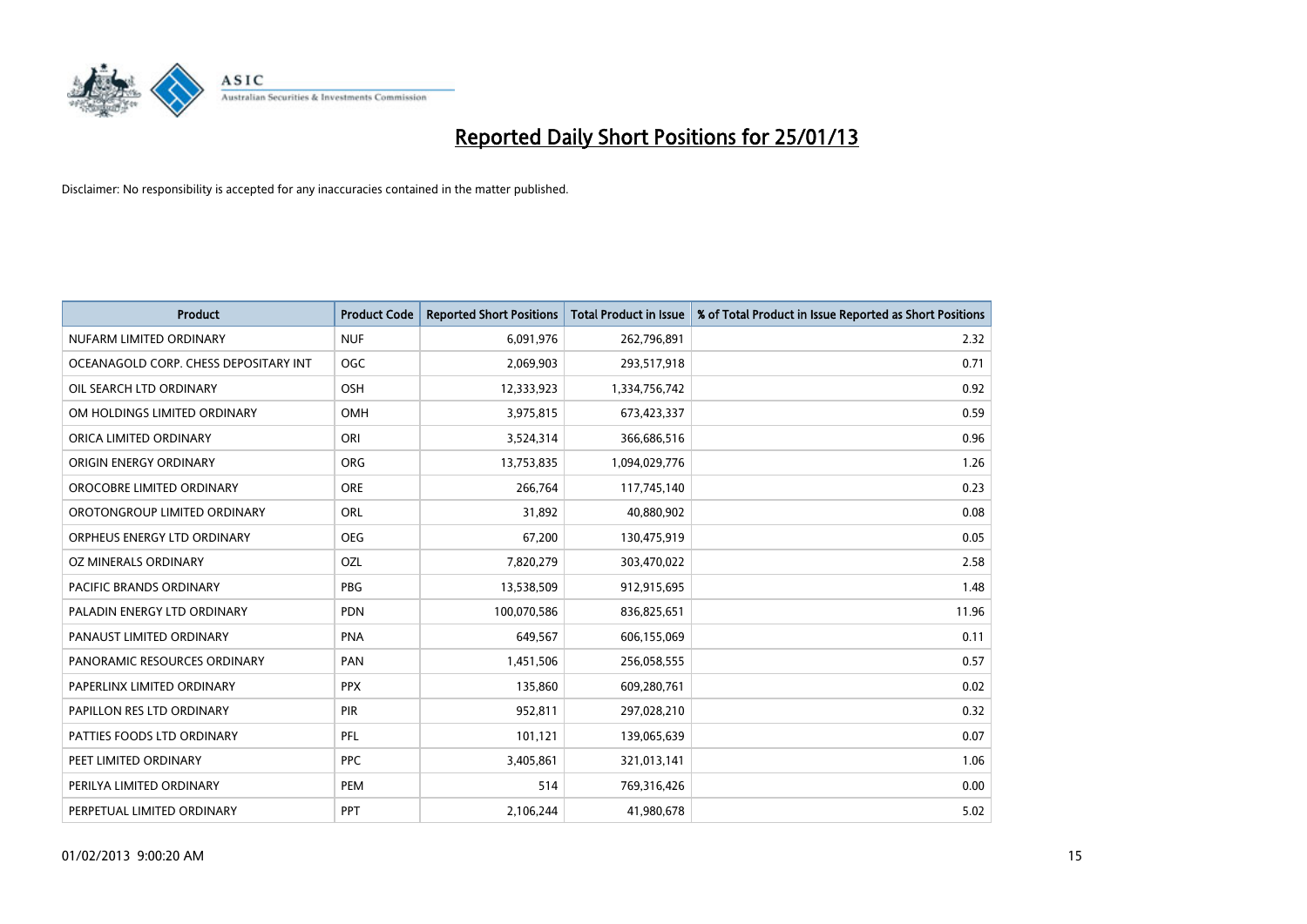# Reported Daily Short Positions for 25/01/13

Disclaimer: No responsibility is accepted for any inaccuracies contained in the matter published.

| Product | Product Code | Reported Short Positions | Total Product in Issue | % of Total Product in Issue Reported as Short Positions |
|---|---|---|---|---|
| NUFARM LIMITED ORDINARY | NUF | 6,091,976 | 262,796,891 | 2.32 |
| OCEANAGOLD CORP. CHESS DEPOSITARY INT | OGC | 2,069,903 | 293,517,918 | 0.71 |
| OIL SEARCH LTD ORDINARY | OSH | 12,333,923 | 1,334,756,742 | 0.92 |
| OM HOLDINGS LIMITED ORDINARY | OMH | 3,975,815 | 673,423,337 | 0.59 |
| ORICA LIMITED ORDINARY | ORI | 3,524,314 | 366,686,516 | 0.96 |
| ORIGIN ENERGY ORDINARY | ORG | 13,753,835 | 1,094,029,776 | 1.26 |
| OROCOBRE LIMITED ORDINARY | ORE | 266,764 | 117,745,140 | 0.23 |
| OROTONGROUP LIMITED ORDINARY | ORL | 31,892 | 40,880,902 | 0.08 |
| ORPHEUS ENERGY LTD ORDINARY | OEG | 67,200 | 130,475,919 | 0.05 |
| OZ MINERALS ORDINARY | OZL | 7,820,279 | 303,470,022 | 2.58 |
| PACIFIC BRANDS ORDINARY | PBG | 13,538,509 | 912,915,695 | 1.48 |
| PALADIN ENERGY LTD ORDINARY | PDN | 100,070,586 | 836,825,651 | 11.96 |
| PANAUST LIMITED ORDINARY | PNA | 649,567 | 606,155,069 | 0.11 |
| PANORAMIC RESOURCES ORDINARY | PAN | 1,451,506 | 256,058,555 | 0.57 |
| PAPERLINX LIMITED ORDINARY | PPX | 135,860 | 609,280,761 | 0.02 |
| PAPILLON RES LTD ORDINARY | PIR | 952,811 | 297,028,210 | 0.32 |
| PATTIES FOODS LTD ORDINARY | PFL | 101,121 | 139,065,639 | 0.07 |
| PEET LIMITED ORDINARY | PPC | 3,405,861 | 321,013,141 | 1.06 |
| PERILYA LIMITED ORDINARY | PEM | 514 | 769,316,426 | 0.00 |
| PERPETUAL LIMITED ORDINARY | PPT | 2,106,244 | 41,980,678 | 5.02 |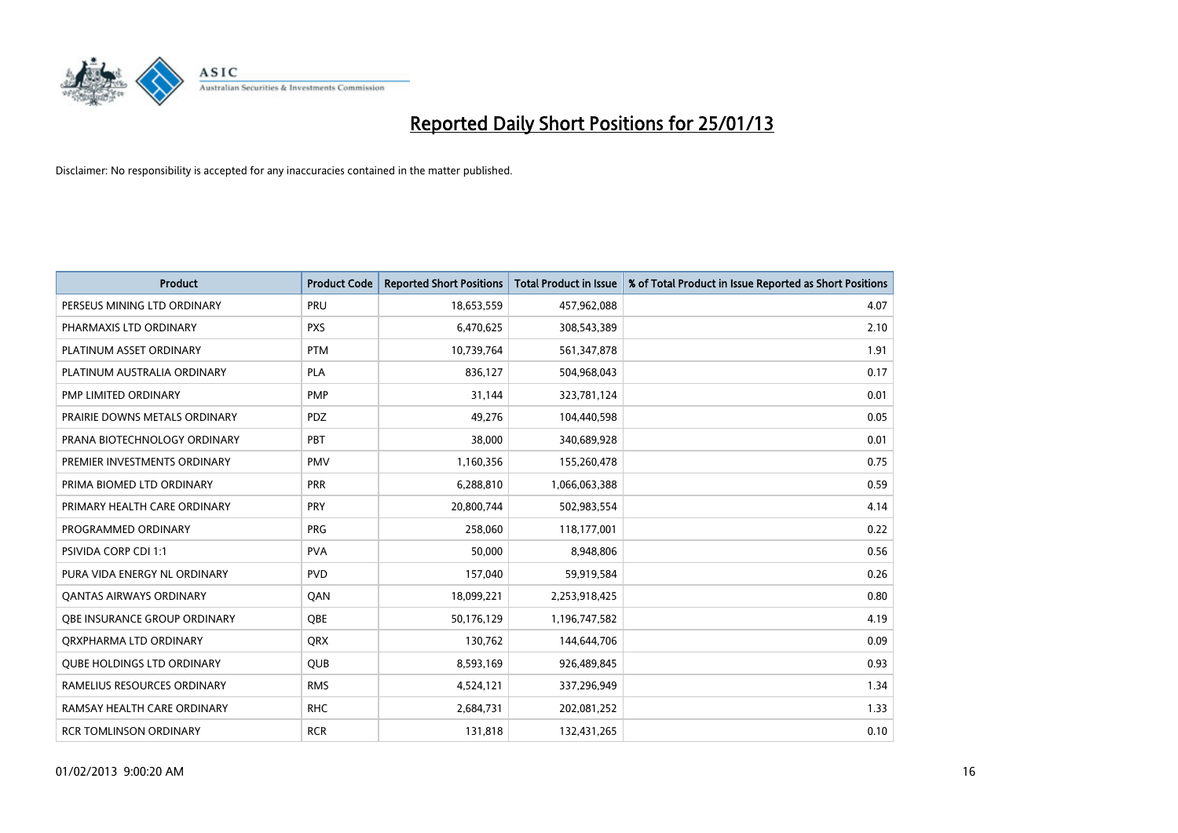# Reported Daily Short Positions for 25/01/13

Disclaimer: No responsibility is accepted for any inaccuracies contained in the matter published.

| Product | Product Code | Reported Short Positions | Total Product in Issue | % of Total Product in Issue Reported as Short Positions |
|---|---|---|---|---|
| PERSEUS MINING LTD ORDINARY | PRU | 18,653,559 | 457,962,088 | 4.07 |
| PHARMAXIS LTD ORDINARY | PXS | 6,470,625 | 308,543,389 | 2.10 |
| PLATINUM ASSET ORDINARY | PTM | 10,739,764 | 561,347,878 | 1.91 |
| PLATINUM AUSTRALIA ORDINARY | PLA | 836,127 | 504,968,043 | 0.17 |
| PMP LIMITED ORDINARY | PMP | 31,144 | 323,781,124 | 0.01 |
| PRAIRIE DOWNS METALS ORDINARY | PDZ | 49,276 | 104,440,598 | 0.05 |
| PRANA BIOTECHNOLOGY ORDINARY | PBT | 38,000 | 340,689,928 | 0.01 |
| PREMIER INVESTMENTS ORDINARY | PMV | 1,160,356 | 155,260,478 | 0.75 |
| PRIMA BIOMED LTD ORDINARY | PRR | 6,288,810 | 1,066,063,388 | 0.59 |
| PRIMARY HEALTH CARE ORDINARY | PRY | 20,800,744 | 502,983,554 | 4.14 |
| PROGRAMMED ORDINARY | PRG | 258,060 | 118,177,001 | 0.22 |
| PSIVIDA CORP CDI 1:1 | PVA | 50,000 | 8,948,806 | 0.56 |
| PURA VIDA ENERGY NL ORDINARY | PVD | 157,040 | 59,919,584 | 0.26 |
| QANTAS AIRWAYS ORDINARY | QAN | 18,099,221 | 2,253,918,425 | 0.80 |
| QBE INSURANCE GROUP ORDINARY | QBE | 50,176,129 | 1,196,747,582 | 4.19 |
| QRXPHARMA LTD ORDINARY | QRX | 130,762 | 144,644,706 | 0.09 |
| QUBE HOLDINGS LTD ORDINARY | QUB | 8,593,169 | 926,489,845 | 0.93 |
| RAMELIUS RESOURCES ORDINARY | RMS | 4,524,121 | 337,296,949 | 1.34 |
| RAMSAY HEALTH CARE ORDINARY | RHC | 2,684,731 | 202,081,252 | 1.33 |
| RCR TOMLINSON ORDINARY | RCR | 131,818 | 132,431,265 | 0.10 |

01/02/2013 9:00:20 AM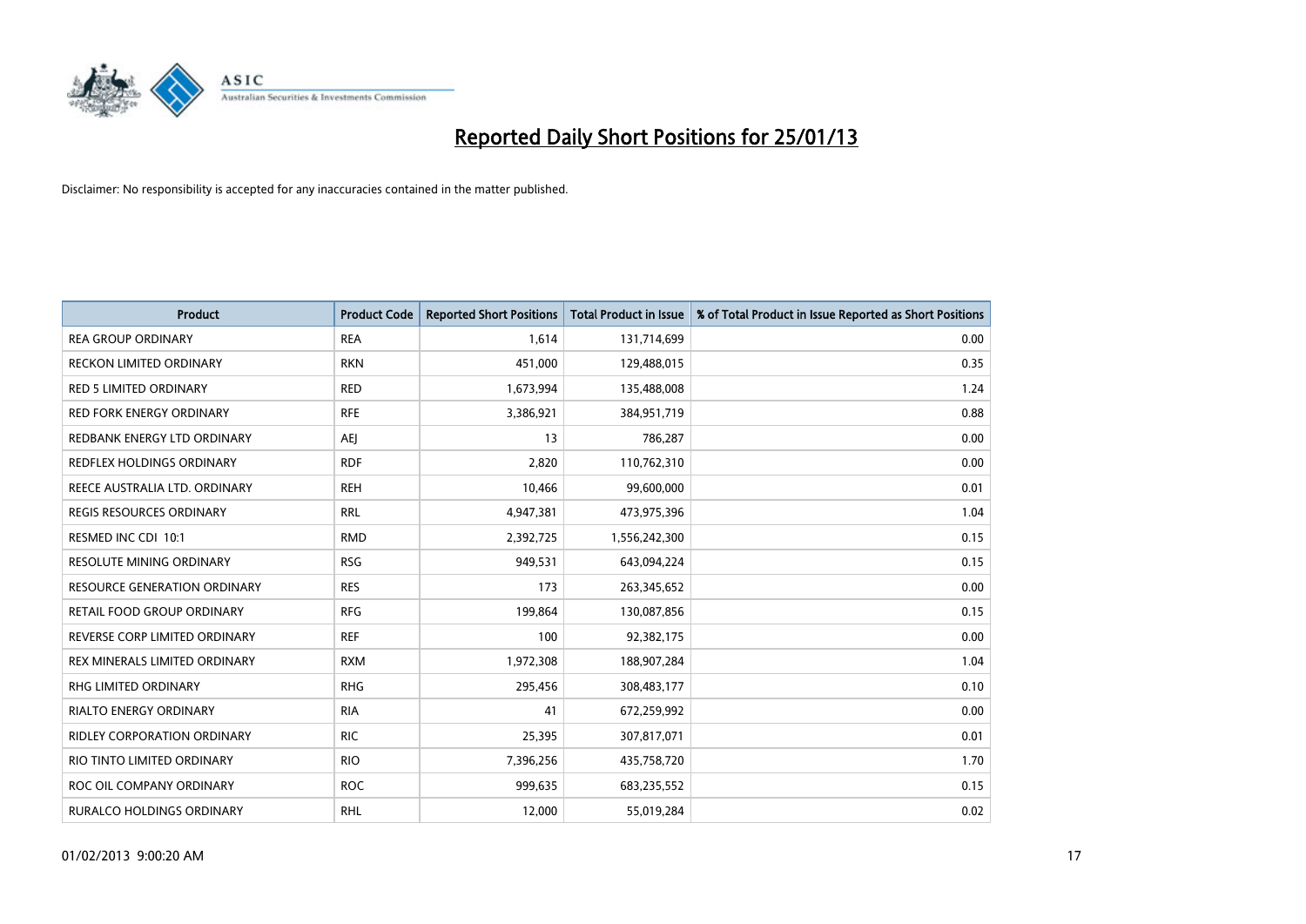# Reported Daily Short Positions for 25/01/13

Disclaimer: No responsibility is accepted for any inaccuracies contained in the matter published.

| Product | Product Code | Reported Short Positions | Total Product in Issue | % of Total Product in Issue Reported as Short Positions |
|---|---|---|---|---|
| REA GROUP ORDINARY | REA | 1,614 | 131,714,699 | 0.00 |
| RECKON LIMITED ORDINARY | RKN | 451,000 | 129,488,015 | 0.35 |
| RED 5 LIMITED ORDINARY | RED | 1,673,994 | 135,488,008 | 1.24 |
| RED FORK ENERGY ORDINARY | RFE | 3,386,921 | 384,951,719 | 0.88 |
| REDBANK ENERGY LTD ORDINARY | AEJ | 13 | 786,287 | 0.00 |
| REDFLEX HOLDINGS ORDINARY | RDF | 2,820 | 110,762,310 | 0.00 |
| REECE AUSTRALIA LTD. ORDINARY | REH | 10,466 | 99,600,000 | 0.01 |
| REGIS RESOURCES ORDINARY | RRL | 4,947,381 | 473,975,396 | 1.04 |
| RESMED INC CDI 10:1 | RMD | 2,392,725 | 1,556,242,300 | 0.15 |
| RESOLUTE MINING ORDINARY | RSG | 949,531 | 643,094,224 | 0.15 |
| RESOURCE GENERATION ORDINARY | RES | 173 | 263,345,652 | 0.00 |
| RETAIL FOOD GROUP ORDINARY | RFG | 199,864 | 130,087,856 | 0.15 |
| REVERSE CORP LIMITED ORDINARY | REF | 100 | 92,382,175 | 0.00 |
| REX MINERALS LIMITED ORDINARY | RXM | 1,972,308 | 188,907,284 | 1.04 |
| RHG LIMITED ORDINARY | RHG | 295,456 | 308,483,177 | 0.10 |
| RIALTO ENERGY ORDINARY | RIA | 41 | 672,259,992 | 0.00 |
| RIDLEY CORPORATION ORDINARY | RIC | 25,395 | 307,817,071 | 0.01 |
| RIO TINTO LIMITED ORDINARY | RIO | 7,396,256 | 435,758,720 | 1.70 |
| ROC OIL COMPANY ORDINARY | ROC | 999,635 | 683,235,552 | 0.15 |
| RURALCO HOLDINGS ORDINARY | RHL | 12,000 | 55,019,284 | 0.02 |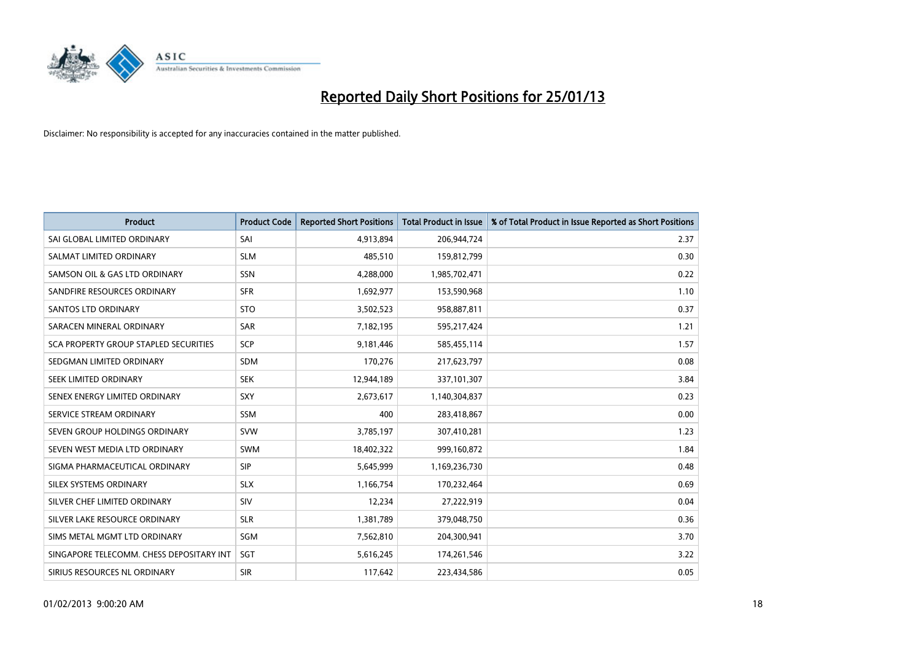# Reported Daily Short Positions for 25/01/13

Disclaimer: No responsibility is accepted for any inaccuracies contained in the matter published.

| Product | Product Code | Reported Short Positions | Total Product in Issue | % of Total Product in Issue Reported as Short Positions |
| --- | --- | --- | --- | --- |
| SAI GLOBAL LIMITED ORDINARY | SAI | 4,913,894 | 206,944,724 | 2.37 |
| SALMAT LIMITED ORDINARY | SLM | 485,510 | 159,812,799 | 0.30 |
| SAMSON OIL & GAS LTD ORDINARY | SSN | 4,288,000 | 1,985,702,471 | 0.22 |
| SANDFIRE RESOURCES ORDINARY | SFR | 1,692,977 | 153,590,968 | 1.10 |
| SANTOS LTD ORDINARY | STO | 3,502,523 | 958,887,811 | 0.37 |
| SARACEN MINERAL ORDINARY | SAR | 7,182,195 | 595,217,424 | 1.21 |
| SCA PROPERTY GROUP STAPLED SECURITIES | SCP | 9,181,446 | 585,455,114 | 1.57 |
| SEDGMAN LIMITED ORDINARY | SDM | 170,276 | 217,623,797 | 0.08 |
| SEEK LIMITED ORDINARY | SEK | 12,944,189 | 337,101,307 | 3.84 |
| SENEX ENERGY LIMITED ORDINARY | SXY | 2,673,617 | 1,140,304,837 | 0.23 |
| SERVICE STREAM ORDINARY | SSM | 400 | 283,418,867 | 0.00 |
| SEVEN GROUP HOLDINGS ORDINARY | SVW | 3,785,197 | 307,410,281 | 1.23 |
| SEVEN WEST MEDIA LTD ORDINARY | SWM | 18,402,322 | 999,160,872 | 1.84 |
| SIGMA PHARMACEUTICAL ORDINARY | SIP | 5,645,999 | 1,169,236,730 | 0.48 |
| SILEX SYSTEMS ORDINARY | SLX | 1,166,754 | 170,232,464 | 0.69 |
| SILVER CHEF LIMITED ORDINARY | SIV | 12,234 | 27,222,919 | 0.04 |
| SILVER LAKE RESOURCE ORDINARY | SLR | 1,381,789 | 379,048,750 | 0.36 |
| SIMS METAL MGMT LTD ORDINARY | SGM | 7,562,810 | 204,300,941 | 3.70 |
| SINGAPORE TELECOMM. CHESS DEPOSITARY INT | SGT | 5,616,245 | 174,261,546 | 3.22 |
| SIRIUS RESOURCES NL ORDINARY | SIR | 117,642 | 223,434,586 | 0.05 |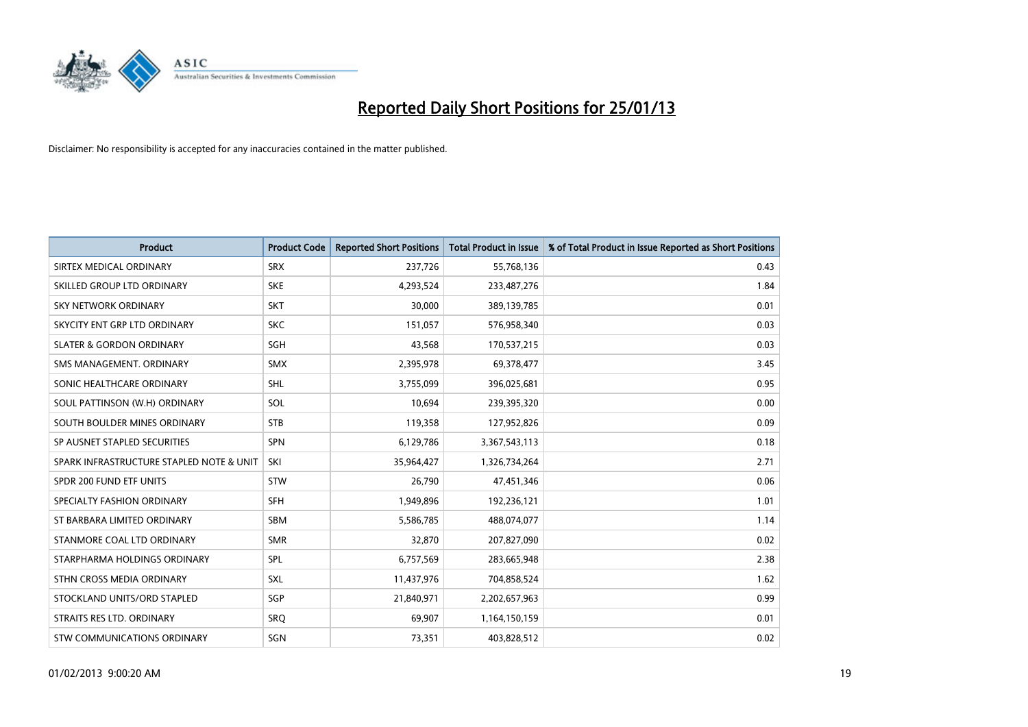# Reported Daily Short Positions for 25/01/13

Disclaimer: No responsibility is accepted for any inaccuracies contained in the matter published.

| Product | Product Code | Reported Short Positions | Total Product in Issue | % of Total Product in Issue Reported as Short Positions |
| --- | --- | --- | --- | --- |
| SIRTEX MEDICAL ORDINARY | SRX | 237,726 | 55,768,136 | 0.43 |
| SKILLED GROUP LTD ORDINARY | SKE | 4,293,524 | 233,487,276 | 1.84 |
| SKY NETWORK ORDINARY | SKT | 30,000 | 389,139,785 | 0.01 |
| SKYCITY ENT GRP LTD ORDINARY | SKC | 151,057 | 576,958,340 | 0.03 |
| SLATER & GORDON ORDINARY | SGH | 43,568 | 170,537,215 | 0.03 |
| SMS MANAGEMENT. ORDINARY | SMX | 2,395,978 | 69,378,477 | 3.45 |
| SONIC HEALTHCARE ORDINARY | SHL | 3,755,099 | 396,025,681 | 0.95 |
| SOUL PATTINSON (W.H) ORDINARY | SOL | 10,694 | 239,395,320 | 0.00 |
| SOUTH BOULDER MINES ORDINARY | STB | 119,358 | 127,952,826 | 0.09 |
| SP AUSNET STAPLED SECURITIES | SPN | 6,129,786 | 3,367,543,113 | 0.18 |
| SPARK INFRASTRUCTURE STAPLED NOTE & UNIT | SKI | 35,964,427 | 1,326,734,264 | 2.71 |
| SPDR 200 FUND ETF UNITS | STW | 26,790 | 47,451,346 | 0.06 |
| SPECIALTY FASHION ORDINARY | SFH | 1,949,896 | 192,236,121 | 1.01 |
| ST BARBARA LIMITED ORDINARY | SBM | 5,586,785 | 488,074,077 | 1.14 |
| STANMORE COAL LTD ORDINARY | SMR | 32,870 | 207,827,090 | 0.02 |
| STARPHARMA HOLDINGS ORDINARY | SPL | 6,757,569 | 283,665,948 | 2.38 |
| STHN CROSS MEDIA ORDINARY | SXL | 11,437,976 | 704,858,524 | 1.62 |
| STOCKLAND UNITS/ORD STAPLED | SGP | 21,840,971 | 2,202,657,963 | 0.99 |
| STRAITS RES LTD. ORDINARY | SRQ | 69,907 | 1,164,150,159 | 0.01 |
| STW COMMUNICATIONS ORDINARY | SGN | 73,351 | 403,828,512 | 0.02 |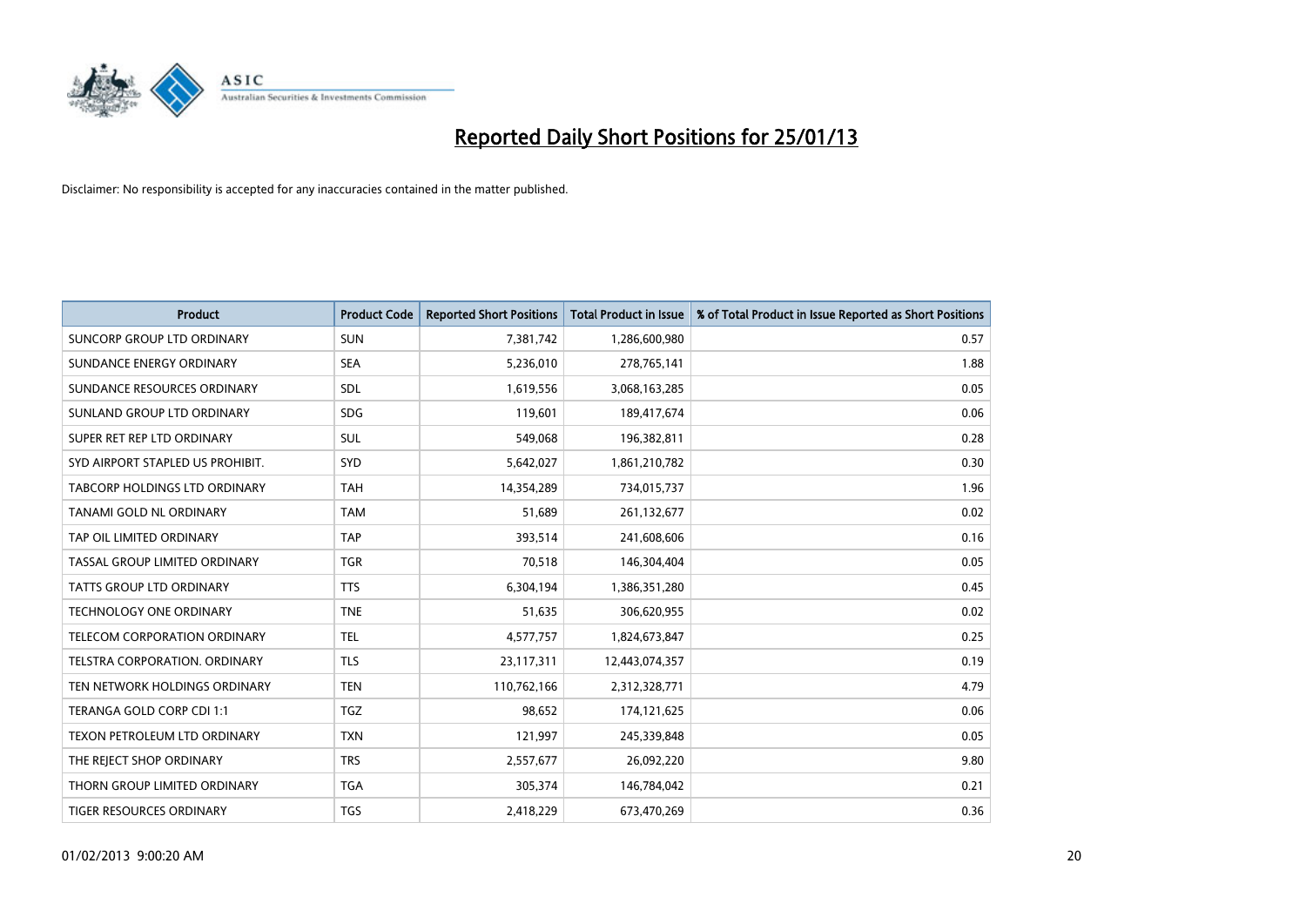# Reported Daily Short Positions for 25/01/13

Disclaimer: No responsibility is accepted for any inaccuracies contained in the matter published.

| Product | Product Code | Reported Short Positions | Total Product in Issue | % of Total Product in Issue Reported as Short Positions |
|---|---|---|---|---|
| SUNCORP GROUP LTD ORDINARY | SUN | 7,381,742 | 1,286,600,980 | 0.57 |
| SUNDANCE ENERGY ORDINARY | SEA | 5,236,010 | 278,765,141 | 1.88 |
| SUNDANCE RESOURCES ORDINARY | SDL | 1,619,556 | 3,068,163,285 | 0.05 |
| SUNLAND GROUP LTD ORDINARY | SDG | 119,601 | 189,417,674 | 0.06 |
| SUPER RET REP LTD ORDINARY | SUL | 549,068 | 196,382,811 | 0.28 |
| SYD AIRPORT STAPLED US PROHIBIT. | SYD | 5,642,027 | 1,861,210,782 | 0.30 |
| TABCORP HOLDINGS LTD ORDINARY | TAH | 14,354,289 | 734,015,737 | 1.96 |
| TANAMI GOLD NL ORDINARY | TAM | 51,689 | 261,132,677 | 0.02 |
| TAP OIL LIMITED ORDINARY | TAP | 393,514 | 241,608,606 | 0.16 |
| TASSAL GROUP LIMITED ORDINARY | TGR | 70,518 | 146,304,404 | 0.05 |
| TATTS GROUP LTD ORDINARY | TTS | 6,304,194 | 1,386,351,280 | 0.45 |
| TECHNOLOGY ONE ORDINARY | TNE | 51,635 | 306,620,955 | 0.02 |
| TELECOM CORPORATION ORDINARY | TEL | 4,577,757 | 1,824,673,847 | 0.25 |
| TELSTRA CORPORATION. ORDINARY | TLS | 23,117,311 | 12,443,074,357 | 0.19 |
| TEN NETWORK HOLDINGS ORDINARY | TEN | 110,762,166 | 2,312,328,771 | 4.79 |
| TERANGA GOLD CORP CDI 1:1 | TGZ | 98,652 | 174,121,625 | 0.06 |
| TEXON PETROLEUM LTD ORDINARY | TXN | 121,997 | 245,339,848 | 0.05 |
| THE REJECT SHOP ORDINARY | TRS | 2,557,677 | 26,092,220 | 9.80 |
| THORN GROUP LIMITED ORDINARY | TGA | 305,374 | 146,784,042 | 0.21 |
| TIGER RESOURCES ORDINARY | TGS | 2,418,229 | 673,470,269 | 0.36 |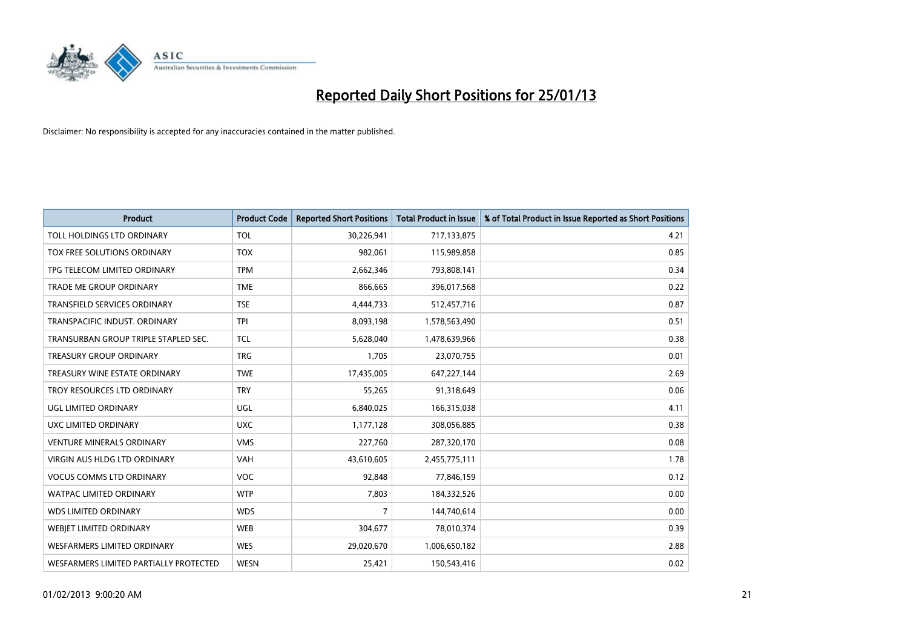# Reported Daily Short Positions for 25/01/13

Disclaimer: No responsibility is accepted for any inaccuracies contained in the matter published.

| Product | Product Code | Reported Short Positions | Total Product in Issue | % of Total Product in Issue Reported as Short Positions |
|---|---|---|---|---|
| TOLL HOLDINGS LTD ORDINARY | TOL | 30,226,941 | 717,133,875 | 4.21 |
| TOX FREE SOLUTIONS ORDINARY | TOX | 982,061 | 115,989,858 | 0.85 |
| TPG TELECOM LIMITED ORDINARY | TPM | 2,662,346 | 793,808,141 | 0.34 |
| TRADE ME GROUP ORDINARY | TME | 866,665 | 396,017,568 | 0.22 |
| TRANSFIELD SERVICES ORDINARY | TSE | 4,444,733 | 512,457,716 | 0.87 |
| TRANSPACIFIC INDUST. ORDINARY | TPI | 8,093,198 | 1,578,563,490 | 0.51 |
| TRANSURBAN GROUP TRIPLE STAPLED SEC. | TCL | 5,628,040 | 1,478,639,966 | 0.38 |
| TREASURY GROUP ORDINARY | TRG | 1,705 | 23,070,755 | 0.01 |
| TREASURY WINE ESTATE ORDINARY | TWE | 17,435,005 | 647,227,144 | 2.69 |
| TROY RESOURCES LTD ORDINARY | TRY | 55,265 | 91,318,649 | 0.06 |
| UGL LIMITED ORDINARY | UGL | 6,840,025 | 166,315,038 | 4.11 |
| UXC LIMITED ORDINARY | UXC | 1,177,128 | 308,056,885 | 0.38 |
| VENTURE MINERALS ORDINARY | VMS | 227,760 | 287,320,170 | 0.08 |
| VIRGIN AUS HLDG LTD ORDINARY | VAH | 43,610,605 | 2,455,775,111 | 1.78 |
| VOCUS COMMS LTD ORDINARY | VOC | 92,848 | 77,846,159 | 0.12 |
| WATPAC LIMITED ORDINARY | WTP | 7,803 | 184,332,526 | 0.00 |
| WDS LIMITED ORDINARY | WDS | 7 | 144,740,614 | 0.00 |
| WEBJET LIMITED ORDINARY | WEB | 304,677 | 78,010,374 | 0.39 |
| WESFARMERS LIMITED ORDINARY | WES | 29,020,670 | 1,006,650,182 | 2.88 |
| WESFARMERS LIMITED PARTIALLY PROTECTED | WESN | 25,421 | 150,543,416 | 0.02 |

01/02/2013 9:00:20 AM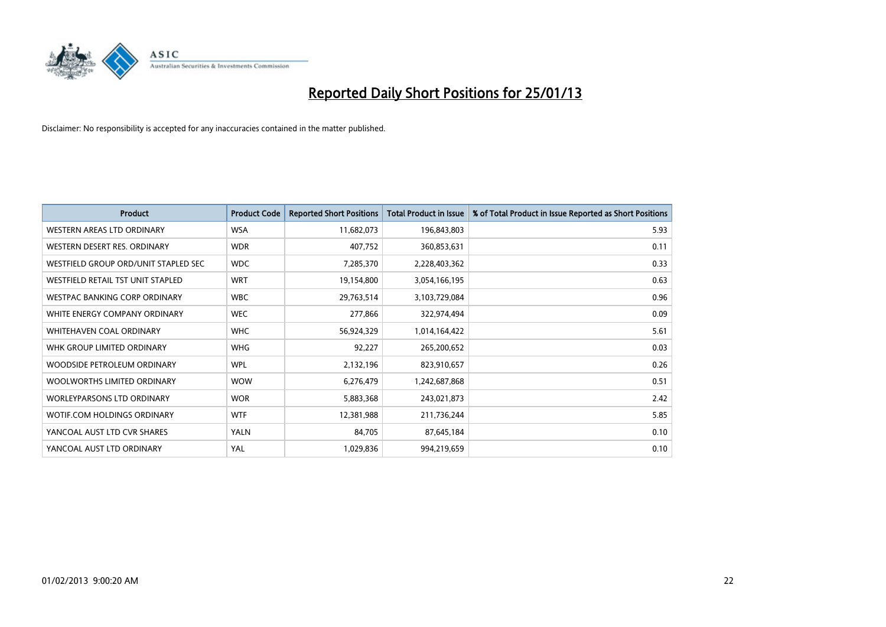# Reported Daily Short Positions for 25/01/13

Disclaimer: No responsibility is accepted for any inaccuracies contained in the matter published.

| Product | Product Code | Reported Short Positions | Total Product in Issue | % of Total Product in Issue Reported as Short Positions |
|---|---|---|---|---|
| WESTERN AREAS LTD ORDINARY | WSA | 11,682,073 | 196,843,803 | 5.93 |
| WESTERN DESERT RES. ORDINARY | WDR | 407,752 | 360,853,631 | 0.11 |
| WESTFIELD GROUP ORD/UNIT STAPLED SEC | WDC | 7,285,370 | 2,228,403,362 | 0.33 |
| WESTFIELD RETAIL TST UNIT STAPLED | WRT | 19,154,800 | 3,054,166,195 | 0.63 |
| WESTPAC BANKING CORP ORDINARY | WBC | 29,763,514 | 3,103,729,084 | 0.96 |
| WHITE ENERGY COMPANY ORDINARY | WEC | 277,866 | 322,974,494 | 0.09 |
| WHITEHAVEN COAL ORDINARY | WHC | 56,924,329 | 1,014,164,422 | 5.61 |
| WHK GROUP LIMITED ORDINARY | WHG | 92,227 | 265,200,652 | 0.03 |
| WOODSIDE PETROLEUM ORDINARY | WPL | 2,132,196 | 823,910,657 | 0.26 |
| WOOLWORTHS LIMITED ORDINARY | WOW | 6,276,479 | 1,242,687,868 | 0.51 |
| WORLEYPARSONS LTD ORDINARY | WOR | 5,883,368 | 243,021,873 | 2.42 |
| WOTIF.COM HOLDINGS ORDINARY | WTF | 12,381,988 | 211,736,244 | 5.85 |
| YANCOAL AUST LTD CVR SHARES | YALN | 84,705 | 87,645,184 | 0.10 |
| YANCOAL AUST LTD ORDINARY | YAL | 1,029,836 | 994,219,659 | 0.10 |